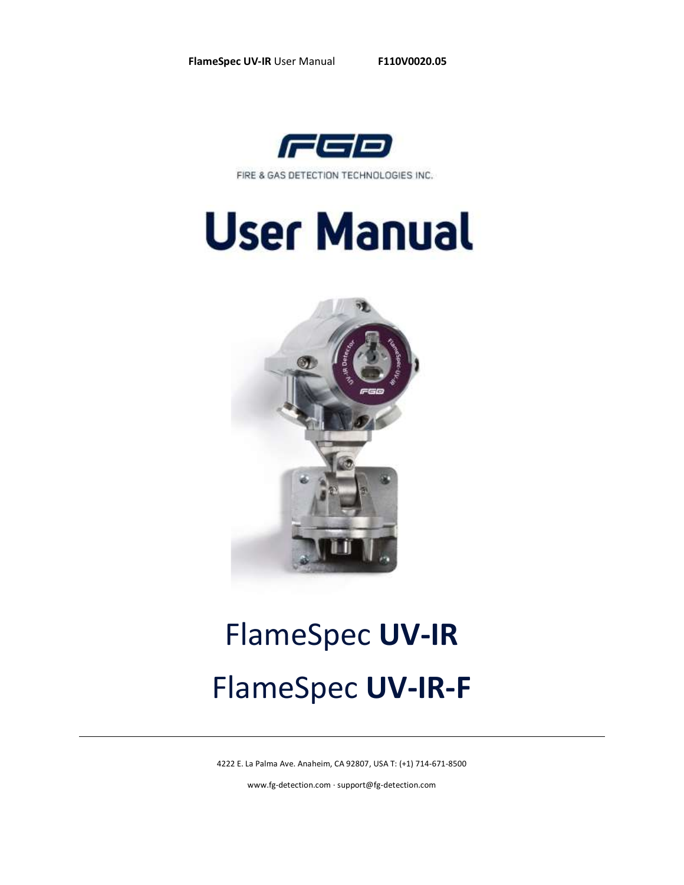FlameSpec **UV-IR** User Manual **F110V0020.05**

FIRE & GAS DETECTION TECHNOLOGIES INC.

# User Manual

FlameSpec **UV-IR**

FlameSpec **UV-IR-F**

4222 E. La Palma Ave. Anaheim, CA 92807, USA T: (+1) 714-671-8500

www.fg-detection.com · support@fg-detection.com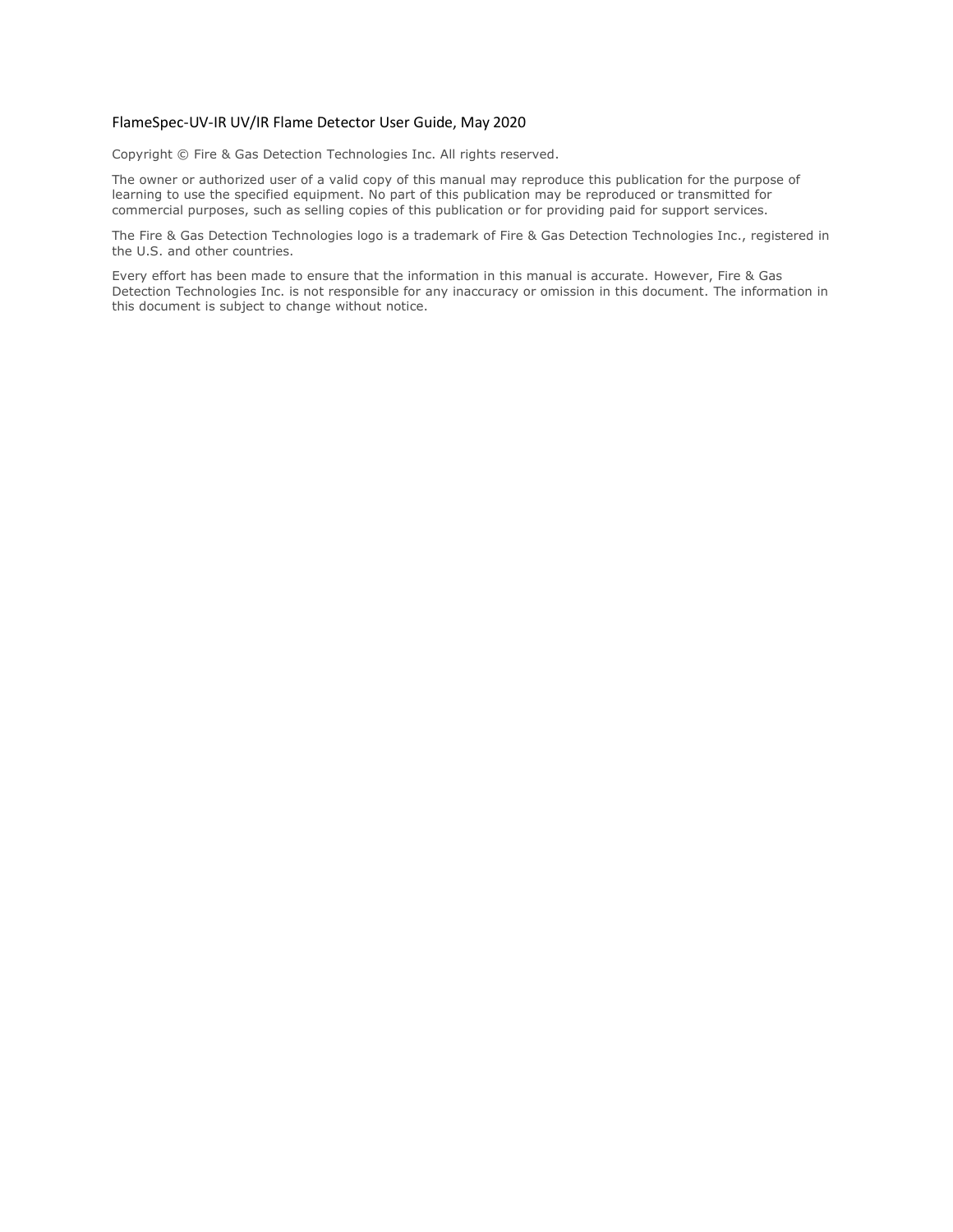FlameSpec-UV-IR UV/IR Flame Detector User Guide, May 2020

Copyright © Fire & Gas Detection Technologies Inc. All rights reserved.

The owner or authorized user of a valid copy of this manual may reproduce this publication for the purpose of learning to use the specified equipment. No part of this publication may be reproduced or transmitted for commercial purposes, such as selling copies of this publication or for providing paid for support services.

The Fire & Gas Detection Technologies logo is a trademark of Fire & Gas Detection Technologies Inc., registered in the U.S. and other countries.

Every effort has been made to ensure that the information in this manual is accurate. However, Fire & Gas Detection Technologies Inc. is not responsible for any inaccuracy or omission in this document. The information in this document is subject to change without notice.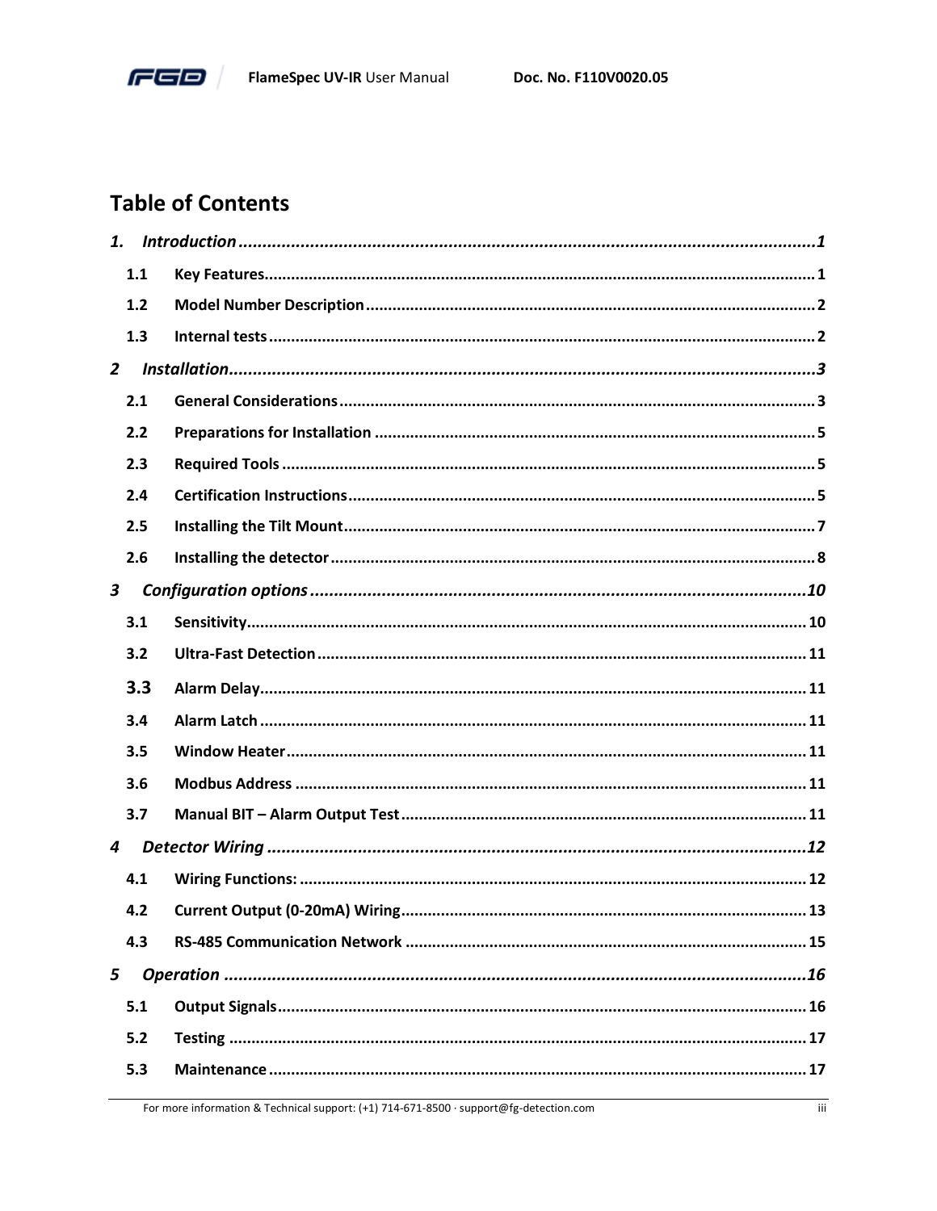# Table of Contents

*1. Introduction* ......................................................................................................... *1*

**1.1 Key Features** ......................................................................................................... 1

**1.2 Model Number Description** ................................................................................... 2

**1.3 Internal tests** ......................................................................................................... 2

*2 Installation* ............................................................................................................ *3*

**2.1 General Considerations** .......................................................................................... 3

**2.2 Preparations for Installation** .................................................................................. 5

**2.3 Required Tools** ...................................................................................................... 5

**2.4 Certification Instructions** ....................................................................................... 5

**2.5 Installing the Tilt Mount** ......................................................................................... 7

**2.6 Installing the detector** ........................................................................................... 8

*3 Configuration options* ............................................................................................ *10*

**3.1 Sensitivity** ............................................................................................................. 10

**3.2 Ultra-Fast Detection** ............................................................................................. 11

**3.3 Alarm Delay** .......................................................................................................... 11

**3.4 Alarm Latch** .......................................................................................................... 11

**3.5 Window Heater** ..................................................................................................... 11

**3.6 Modbus Address** ................................................................................................... 11

**3.7 Manual BIT – Alarm Output Test** .......................................................................... 11

*4 Detector Wiring* ..................................................................................................... *12*

**4.1 Wiring Functions:** .................................................................................................. 12

**4.2 Current Output (0-20mA) Wiring** .......................................................................... 13

**4.3 RS-485 Communication Network** .......................................................................... 15

*5 Operation* .............................................................................................................. *16*

**5.1 Output Signals** ...................................................................................................... 16

**5.2 Testing** ................................................................................................................. 17

**5.3 Maintenance** ........................................................................................................ 17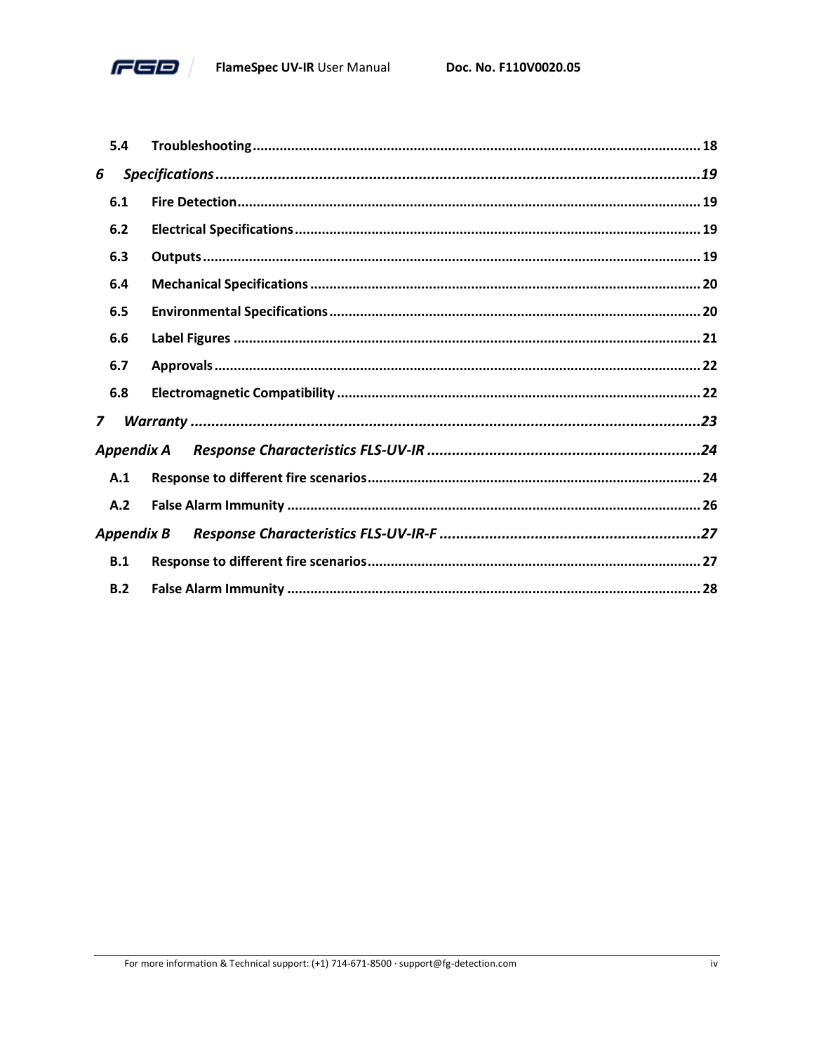5.4 **Troubleshooting** .......... 18

*6 Specifications* .......... *19*

6.1 **Fire Detection** .......... 19

6.2 **Electrical Specifications** .......... 19

6.3 **Outputs** .......... 19

6.4 **Mechanical Specifications** .......... 20

6.5 **Environmental Specifications** .......... 20

6.6 **Label Figures** .......... 21

6.7 **Approvals** .......... 22

6.8 **Electromagnetic Compatibility** .......... 22

*7 Warranty* .......... *23*

*Appendix A Response Characteristics FLS-UV-IR* .......... *24*

A.1 **Response to different fire scenarios** .......... 24

A.2 **False Alarm Immunity** .......... 26

*Appendix B Response Characteristics FLS-UV-IR-F* .......... *27*

B.1 **Response to different fire scenarios** .......... 27

B.2 **False Alarm Immunity** .......... 28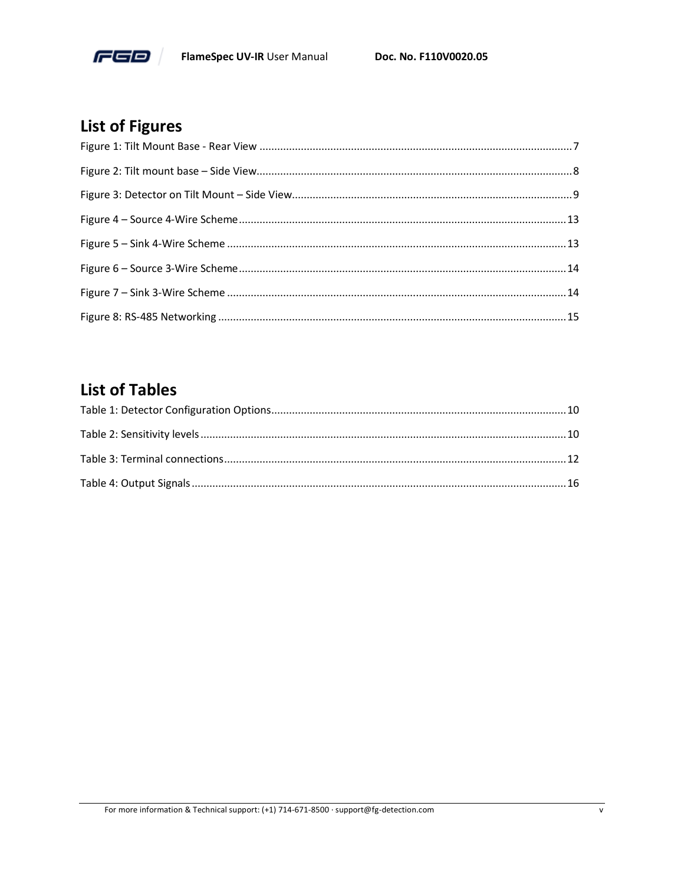## List of Figures

Figure 1: Tilt Mount Base - Rear View ........................................................................................................ 7

Figure 2: Tilt mount base – Side View......................................................................................................... 8

Figure 3: Detector on Tilt Mount – Side View............................................................................................. 9

Figure 4 – Source 4-Wire Scheme ............................................................................................................ 13

Figure 5 – Sink 4-Wire Scheme ................................................................................................................ 13

Figure 6 – Source 3-Wire Scheme ............................................................................................................ 14

Figure 7 – Sink 3-Wire Scheme ................................................................................................................ 14

Figure 8: RS-485 Networking ................................................................................................................... 15

## List of Tables

Table 1: Detector Configuration Options.................................................................................................. 10

Table 2: Sensitivity levels .......................................................................................................................... 10

Table 3: Terminal connections.................................................................................................................. 12

Table 4: Output Signals ............................................................................................................................. 16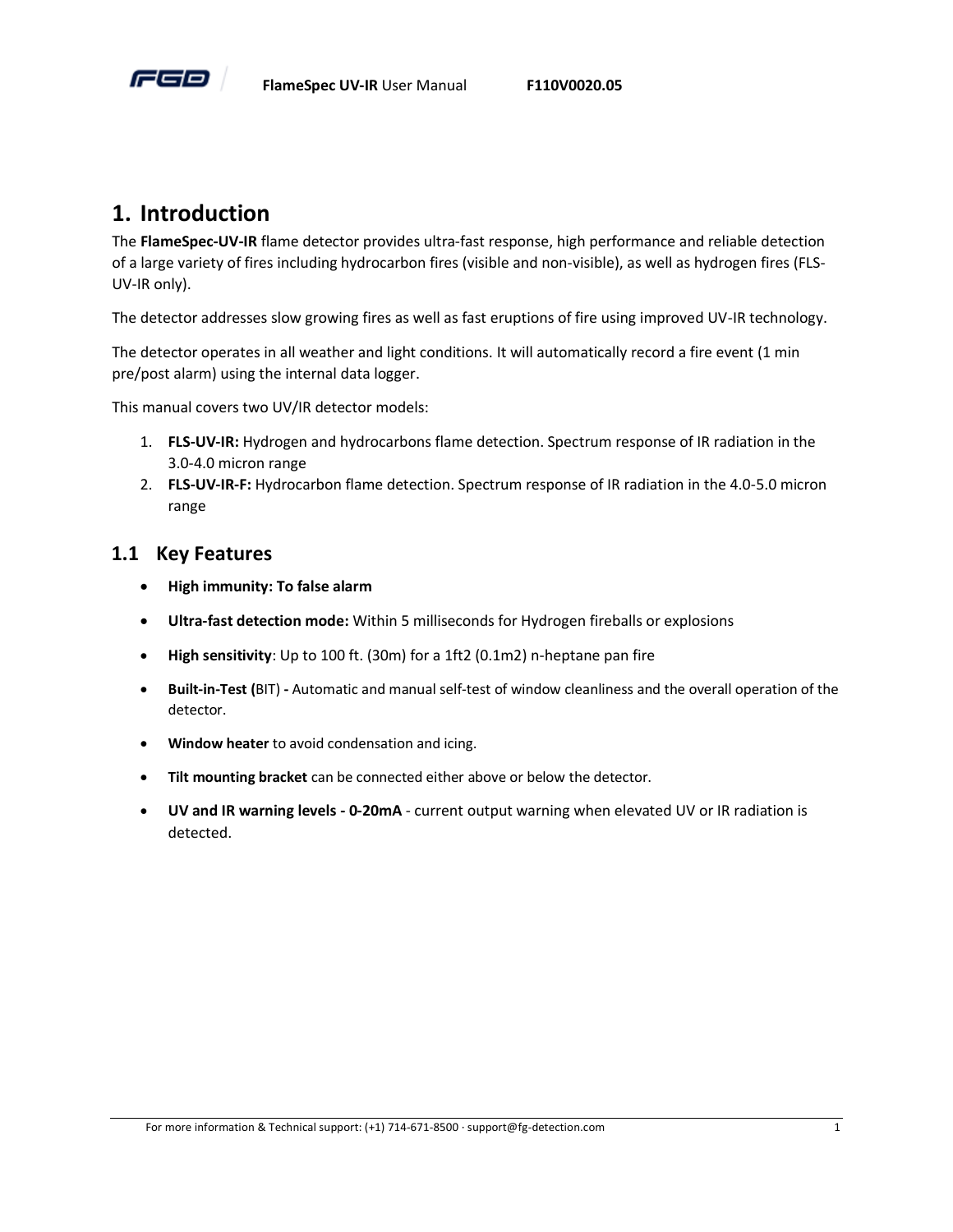# 1. Introduction

The **FlameSpec-UV-IR** flame detector provides ultra-fast response, high performance and reliable detection of a large variety of fires including hydrocarbon fires (visible and non-visible), as well as hydrogen fires (FLS-UV-IR only).

The detector addresses slow growing fires as well as fast eruptions of fire using improved UV-IR technology.

The detector operates in all weather and light conditions. It will automatically record a fire event (1 min pre/post alarm) using the internal data logger.

This manual covers two UV/IR detector models:

1. **FLS-UV-IR:** Hydrogen and hydrocarbons flame detection. Spectrum response of IR radiation in the 3.0-4.0 micron range
2. **FLS-UV-IR-F:** Hydrocarbon flame detection. Spectrum response of IR radiation in the 4.0-5.0 micron range

## 1.1 Key Features

- **High immunity: To false alarm**
- **Ultra-fast detection mode:** Within 5 milliseconds for Hydrogen fireballs or explosions
- **High sensitivity**: Up to 100 ft. (30m) for a 1ft2 (0.1m2) n-heptane pan fire
- **Built-in-Test (**BIT) **-** Automatic and manual self-test of window cleanliness and the overall operation of the detector.
- **Window heater** to avoid condensation and icing.
- **Tilt mounting bracket** can be connected either above or below the detector.
- **UV and IR warning levels - 0-20mA** - current output warning when elevated UV or IR radiation is detected.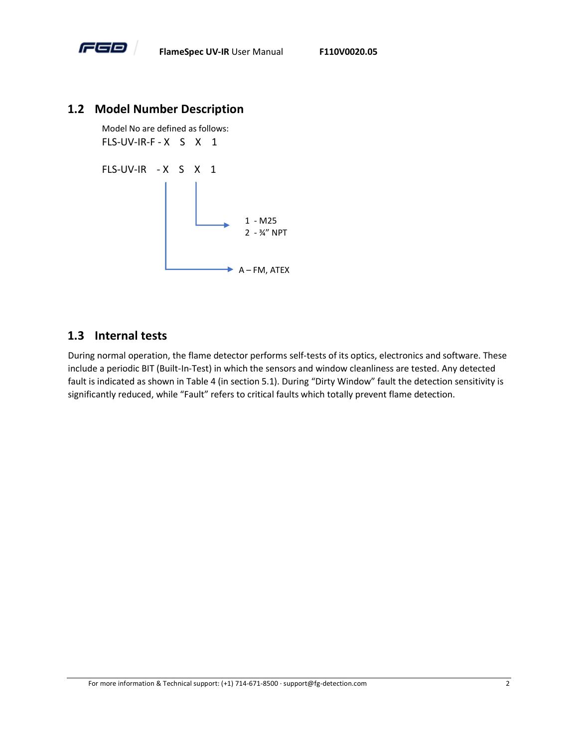## 1.2 Model Number Description

Model No are defined as follows:

FLS-UV-IR-F - X S X 1

FLS-UV-IR - X S X 1

1 - M25
2 - ¾" NPT

A – FM, ATEX

## 1.3 Internal tests

During normal operation, the flame detector performs self-tests of its optics, electronics and software. These include a periodic BIT (Built-In-Test) in which the sensors and window cleanliness are tested. Any detected fault is indicated as shown in Table 4 (in section 5.1). During "Dirty Window" fault the detection sensitivity is significantly reduced, while "Fault" refers to critical faults which totally prevent flame detection.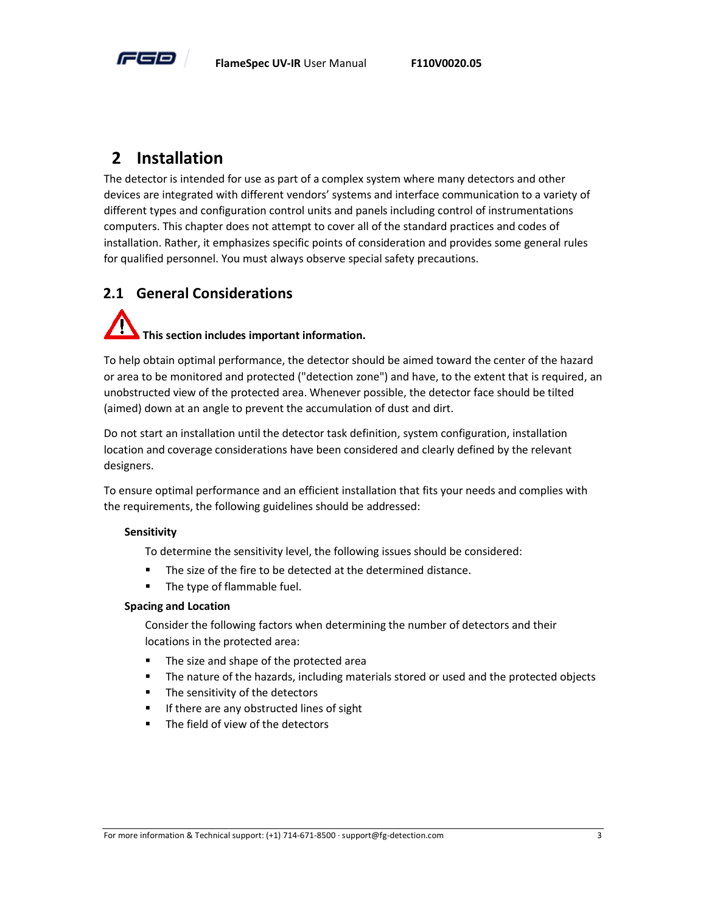# 2 Installation

The detector is intended for use as part of a complex system where many detectors and other devices are integrated with different vendors' systems and interface communication to a variety of different types and configuration control units and panels including control of instrumentations computers. This chapter does not attempt to cover all of the standard practices and codes of installation. Rather, it emphasizes specific points of consideration and provides some general rules for qualified personnel. You must always observe special safety precautions.

## 2.1 General Considerations

**This section includes important information.**

To help obtain optimal performance, the detector should be aimed toward the center of the hazard or area to be monitored and protected ("detection zone") and have, to the extent that is required, an unobstructed view of the protected area. Whenever possible, the detector face should be tilted (aimed) down at an angle to prevent the accumulation of dust and dirt.

Do not start an installation until the detector task definition, system configuration, installation location and coverage considerations have been considered and clearly defined by the relevant designers.

To ensure optimal performance and an efficient installation that fits your needs and complies with the requirements, the following guidelines should be addressed:

**Sensitivity**

To determine the sensitivity level, the following issues should be considered:

- The size of the fire to be detected at the determined distance.
- The type of flammable fuel.

**Spacing and Location**

Consider the following factors when determining the number of detectors and their locations in the protected area:

- The size and shape of the protected area
- The nature of the hazards, including materials stored or used and the protected objects
- The sensitivity of the detectors
- If there are any obstructed lines of sight
- The field of view of the detectors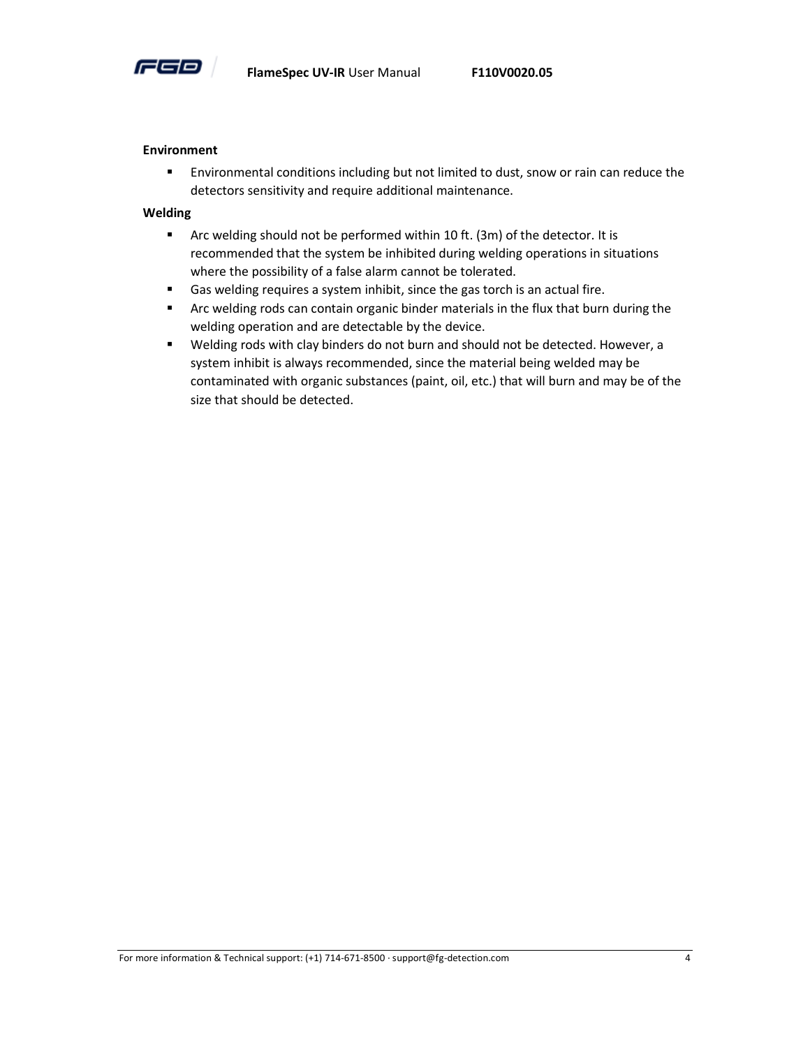**Environment**

- Environmental conditions including but not limited to dust, snow or rain can reduce the detectors sensitivity and require additional maintenance.

**Welding**

- Arc welding should not be performed within 10 ft. (3m) of the detector. It is recommended that the system be inhibited during welding operations in situations where the possibility of a false alarm cannot be tolerated.
- Gas welding requires a system inhibit, since the gas torch is an actual fire.
- Arc welding rods can contain organic binder materials in the flux that burn during the welding operation and are detectable by the device.
- Welding rods with clay binders do not burn and should not be detected. However, a system inhibit is always recommended, since the material being welded may be contaminated with organic substances (paint, oil, etc.) that will burn and may be of the size that should be detected.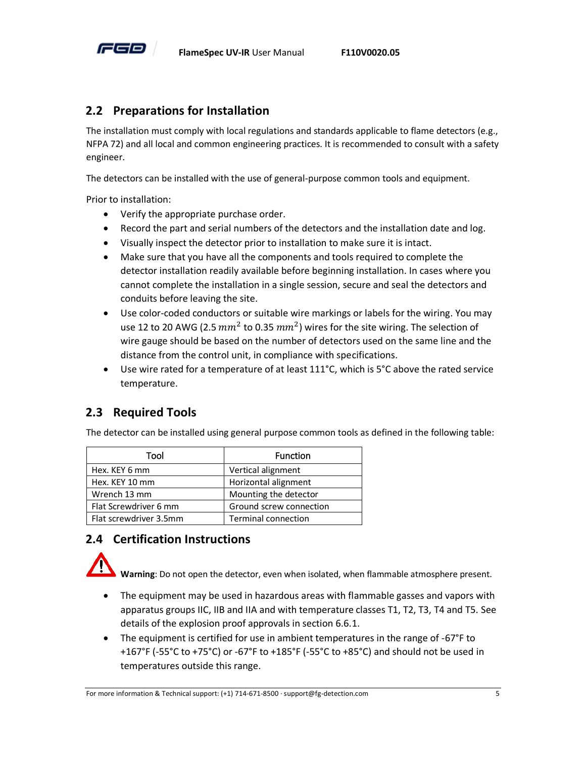## 2.2 Preparations for Installation

The installation must comply with local regulations and standards applicable to flame detectors (e.g., NFPA 72) and all local and common engineering practices. It is recommended to consult with a safety engineer.

The detectors can be installed with the use of general-purpose common tools and equipment.

Prior to installation:

- Verify the appropriate purchase order.
- Record the part and serial numbers of the detectors and the installation date and log.
- Visually inspect the detector prior to installation to make sure it is intact.
- Make sure that you have all the components and tools required to complete the detector installation readily available before beginning installation. In cases where you cannot complete the installation in a single session, secure and seal the detectors and conduits before leaving the site.
- Use color-coded conductors or suitable wire markings or labels for the wiring. You may use 12 to 20 AWG (2.5 $mm^2$ to 0.35 $mm^2$) wires for the site wiring. The selection of wire gauge should be based on the number of detectors used on the same line and the distance from the control unit, in compliance with specifications.
- Use wire rated for a temperature of at least 111°C, which is 5°C above the rated service temperature.

## 2.3 Required Tools

The detector can be installed using general purpose common tools as defined in the following table:

| Tool | Function |
|---|---|
| Hex. KEY 6 mm | Vertical alignment |
| Hex. KEY 10 mm | Horizontal alignment |
| Wrench 13 mm | Mounting the detector |
| Flat Screwdriver 6 mm | Ground screw connection |
| Flat screwdriver 3.5mm | Terminal connection |

## 2.4 Certification Instructions

**Warning**: Do not open the detector, even when isolated, when flammable atmosphere present.

- The equipment may be used in hazardous areas with flammable gasses and vapors with apparatus groups IIC, IIB and IIA and with temperature classes T1, T2, T3, T4 and T5. See details of the explosion proof approvals in section 6.6.1.
- The equipment is certified for use in ambient temperatures in the range of -67°F to +167°F (-55°C to +75°C) or -67°F to +185°F (-55°C to +85°C) and should not be used in temperatures outside this range.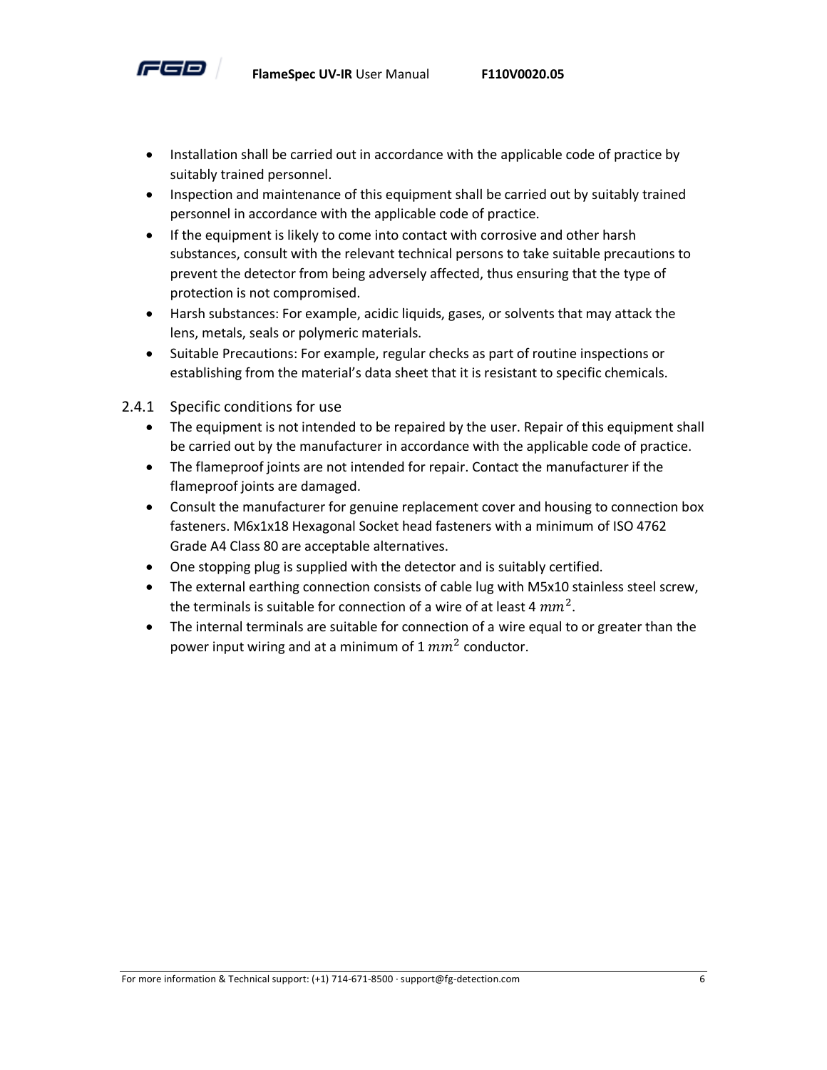- Installation shall be carried out in accordance with the applicable code of practice by suitably trained personnel.
- Inspection and maintenance of this equipment shall be carried out by suitably trained personnel in accordance with the applicable code of practice.
- If the equipment is likely to come into contact with corrosive and other harsh substances, consult with the relevant technical persons to take suitable precautions to prevent the detector from being adversely affected, thus ensuring that the type of protection is not compromised.
- Harsh substances: For example, acidic liquids, gases, or solvents that may attack the lens, metals, seals or polymeric materials.
- Suitable Precautions: For example, regular checks as part of routine inspections or establishing from the material's data sheet that it is resistant to specific chemicals.

### 2.4.1 Specific conditions for use

- The equipment is not intended to be repaired by the user. Repair of this equipment shall be carried out by the manufacturer in accordance with the applicable code of practice.
- The flameproof joints are not intended for repair. Contact the manufacturer if the flameproof joints are damaged.
- Consult the manufacturer for genuine replacement cover and housing to connection box fasteners. M6x1x18 Hexagonal Socket head fasteners with a minimum of ISO 4762 Grade A4 Class 80 are acceptable alternatives.
- One stopping plug is supplied with the detector and is suitably certified.
- The external earthing connection consists of cable lug with M5x10 stainless steel screw, the terminals is suitable for connection of a wire of at least 4 $mm^2$.
- The internal terminals are suitable for connection of a wire equal to or greater than the power input wiring and at a minimum of 1 $mm^2$ conductor.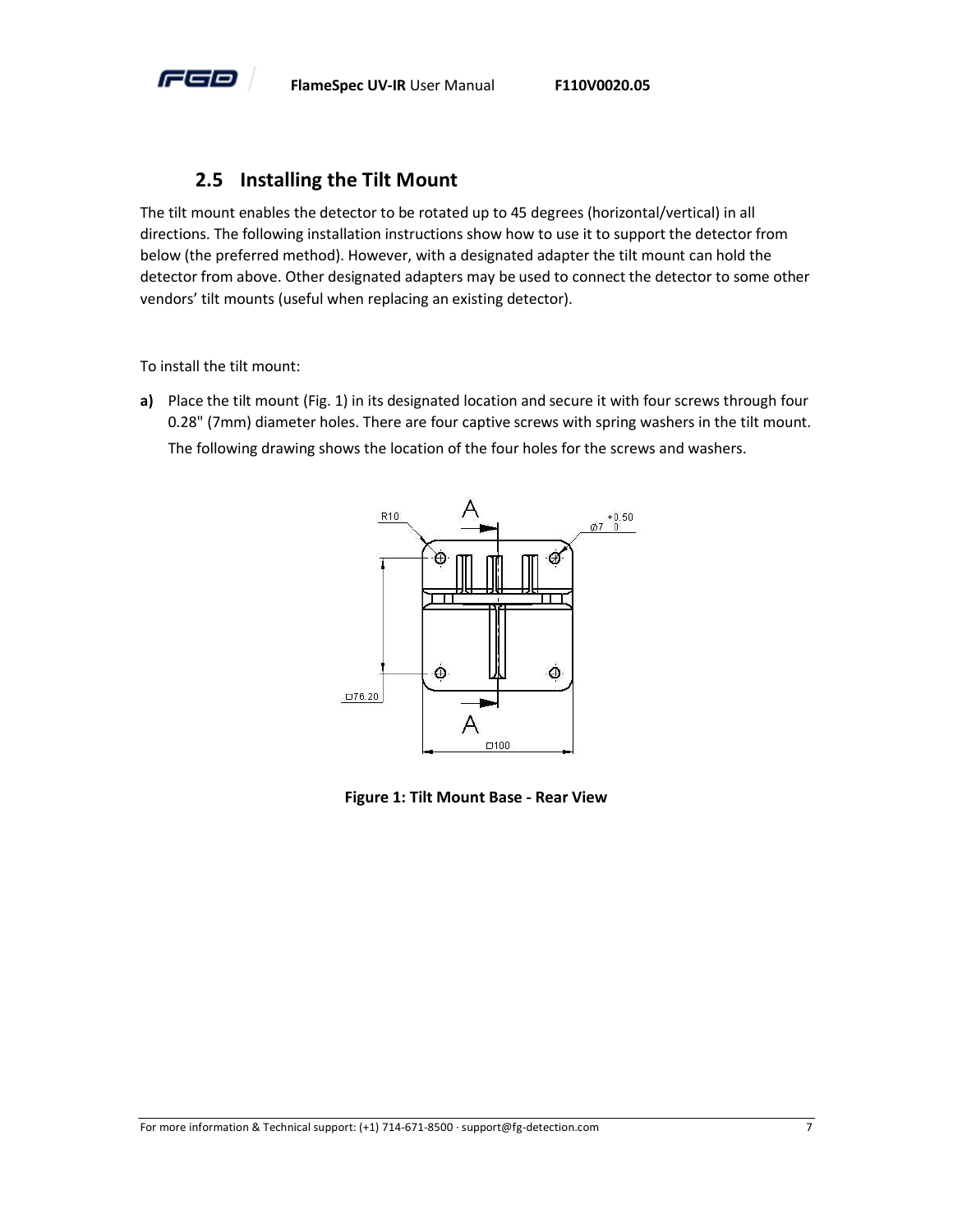## 2.5 Installing the Tilt Mount

The tilt mount enables the detector to be rotated up to 45 degrees (horizontal/vertical) in all directions. The following installation instructions show how to use it to support the detector from below (the preferred method). However, with a designated adapter the tilt mount can hold the detector from above. Other designated adapters may be used to connect the detector to some other vendors' tilt mounts (useful when replacing an existing detector).

To install the tilt mount:

**a)** Place the tilt mount (Fig. 1) in its designated location and secure it with four screws through four 0.28" (7mm) diameter holes. There are four captive screws with spring washers in the tilt mount.

The following drawing shows the location of the four holes for the screws and washers.

R10

A

Ø7 +0.50 0

□76.20

A

□100

**Figure 1: Tilt Mount Base - Rear View**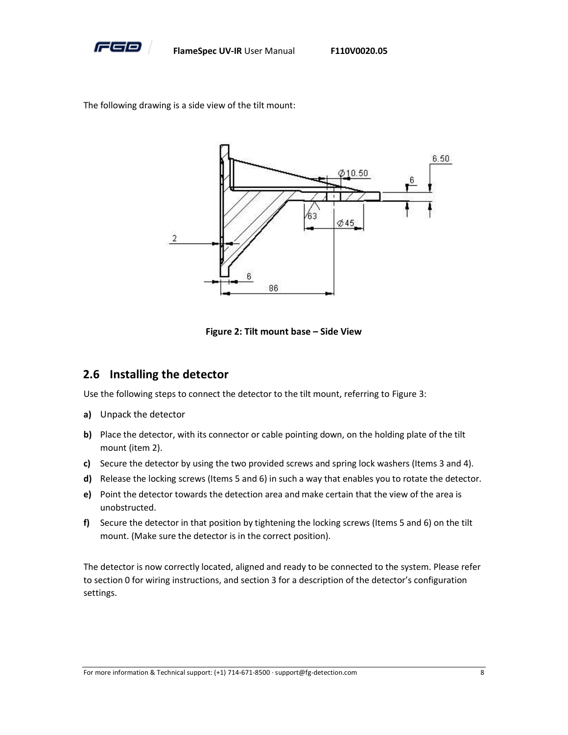The following drawing is a side view of the tilt mount:

6.50

Ø10.50

6

63

Ø45

2

6

86

**Figure 2: Tilt mount base – Side View**

## 2.6 Installing the detector

Use the following steps to connect the detector to the tilt mount, referring to Figure 3:

**a)** Unpack the detector

**b)** Place the detector, with its connector or cable pointing down, on the holding plate of the tilt mount (item 2).

**c)** Secure the detector by using the two provided screws and spring lock washers (Items 3 and 4).

**d)** Release the locking screws (Items 5 and 6) in such a way that enables you to rotate the detector.

**e)** Point the detector towards the detection area and make certain that the view of the area is unobstructed.

**f)** Secure the detector in that position by tightening the locking screws (Items 5 and 6) on the tilt mount. (Make sure the detector is in the correct position).

The detector is now correctly located, aligned and ready to be connected to the system. Please refer to section 0 for wiring instructions, and section 3 for a description of the detector's configuration settings.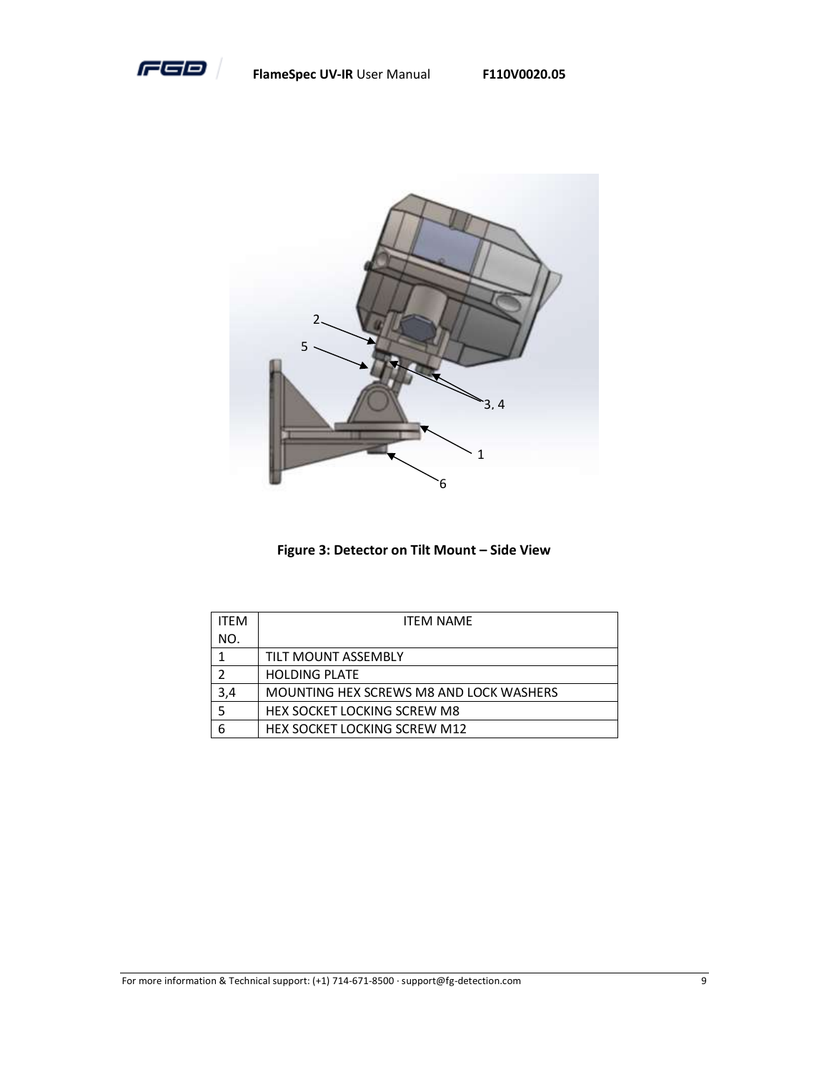2

5

3, 4

1

6

**Figure 3: Detector on Tilt Mount – Side View**

| ITEM NO. | ITEM NAME |
|---|---|
| 1 | TILT MOUNT ASSEMBLY |
| 2 | HOLDING PLATE |
| 3,4 | MOUNTING HEX SCREWS M8 AND LOCK WASHERS |
| 5 | HEX SOCKET LOCKING SCREW M8 |
| 6 | HEX SOCKET LOCKING SCREW M12 |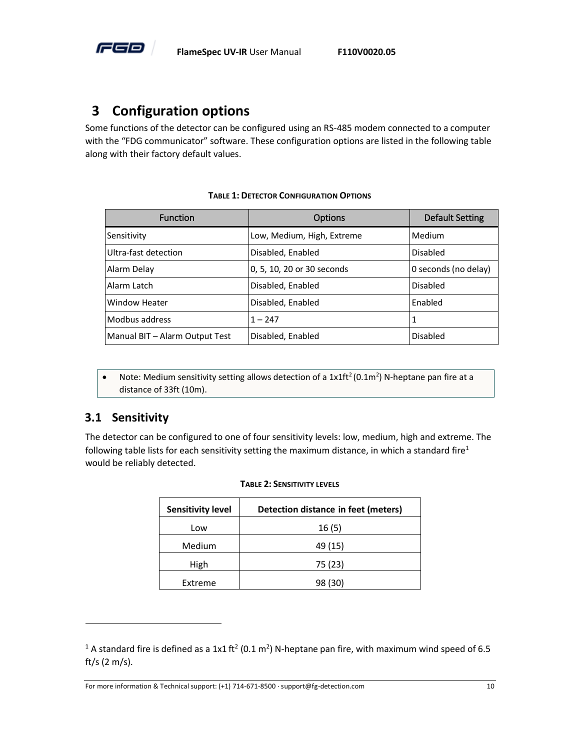# 3 Configuration options

Some functions of the detector can be configured using an RS-485 modem connected to a computer with the "FDG communicator" software. These configuration options are listed in the following table along with their factory default values.

**TABLE 1: DETECTOR CONFIGURATION OPTIONS**

| Function | Options | Default Setting |
|---|---|---|
| Sensitivity | Low, Medium, High, Extreme | Medium |
| Ultra-fast detection | Disabled, Enabled | Disabled |
| Alarm Delay | 0, 5, 10, 20 or 30 seconds | 0 seconds (no delay) |
| Alarm Latch | Disabled, Enabled | Disabled |
| Window Heater | Disabled, Enabled | Enabled |
| Modbus address | 1 – 247 | 1 |
| Manual BIT – Alarm Output Test | Disabled, Enabled | Disabled |

- Note: Medium sensitivity setting allows detection of a 1x1ft$^2$ (0.1m$^2$) N-heptane pan fire at a distance of 33ft (10m).

## 3.1 Sensitivity

The detector can be configured to one of four sensitivity levels: low, medium, high and extreme. The following table lists for each sensitivity setting the maximum distance, in which a standard fire[1] would be reliably detected.

**TABLE 2: SENSITIVITY LEVELS**

| Sensitivity level | Detection distance in feet (meters) |
|---|---|
| Low | 16 (5) |
| Medium | 49 (15) |
| High | 75 (23) |
| Extreme | 98 (30) |

[1] A standard fire is defined as a 1x1 ft$^2$ (0.1 m$^2$) N-heptane pan fire, with maximum wind speed of 6.5 ft/s (2 m/s).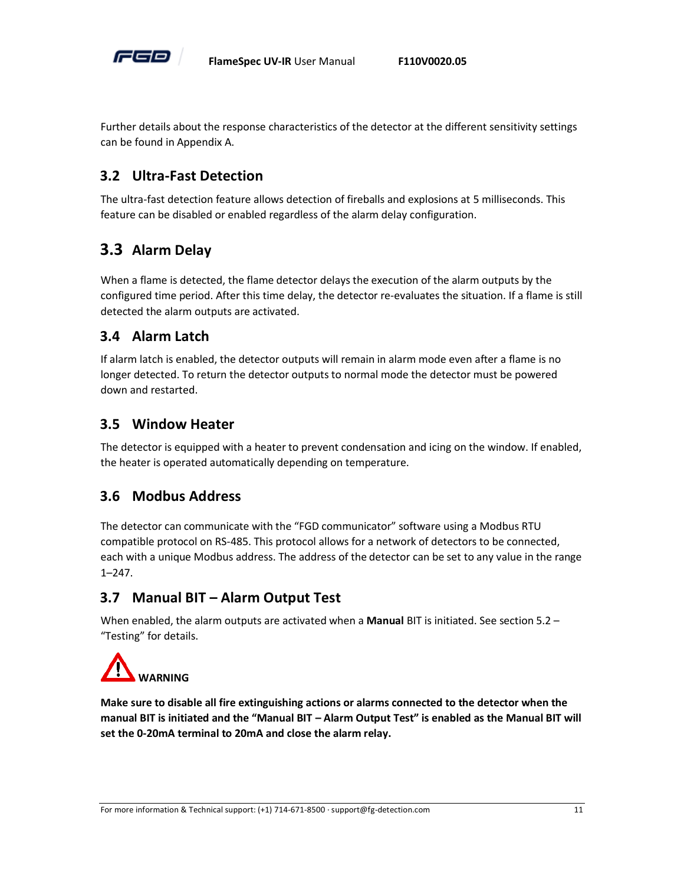Further details about the response characteristics of the detector at the different sensitivity settings can be found in Appendix A.

## 3.2 Ultra-Fast Detection

The ultra-fast detection feature allows detection of fireballs and explosions at 5 milliseconds. This feature can be disabled or enabled regardless of the alarm delay configuration.

## 3.3 Alarm Delay

When a flame is detected, the flame detector delays the execution of the alarm outputs by the configured time period. After this time delay, the detector re-evaluates the situation. If a flame is still detected the alarm outputs are activated.

## 3.4 Alarm Latch

If alarm latch is enabled, the detector outputs will remain in alarm mode even after a flame is no longer detected. To return the detector outputs to normal mode the detector must be powered down and restarted.

## 3.5 Window Heater

The detector is equipped with a heater to prevent condensation and icing on the window. If enabled, the heater is operated automatically depending on temperature.

## 3.6 Modbus Address

The detector can communicate with the "FGD communicator" software using a Modbus RTU compatible protocol on RS-485. This protocol allows for a network of detectors to be connected, each with a unique Modbus address. The address of the detector can be set to any value in the range 1–247.

## 3.7 Manual BIT – Alarm Output Test

When enabled, the alarm outputs are activated when a **Manual** BIT is initiated. See section 5.2 – "Testing" for details.

**WARNING**

**Make sure to disable all fire extinguishing actions or alarms connected to the detector when the manual BIT is initiated and the "Manual BIT – Alarm Output Test" is enabled as the Manual BIT will set the 0-20mA terminal to 20mA and close the alarm relay.**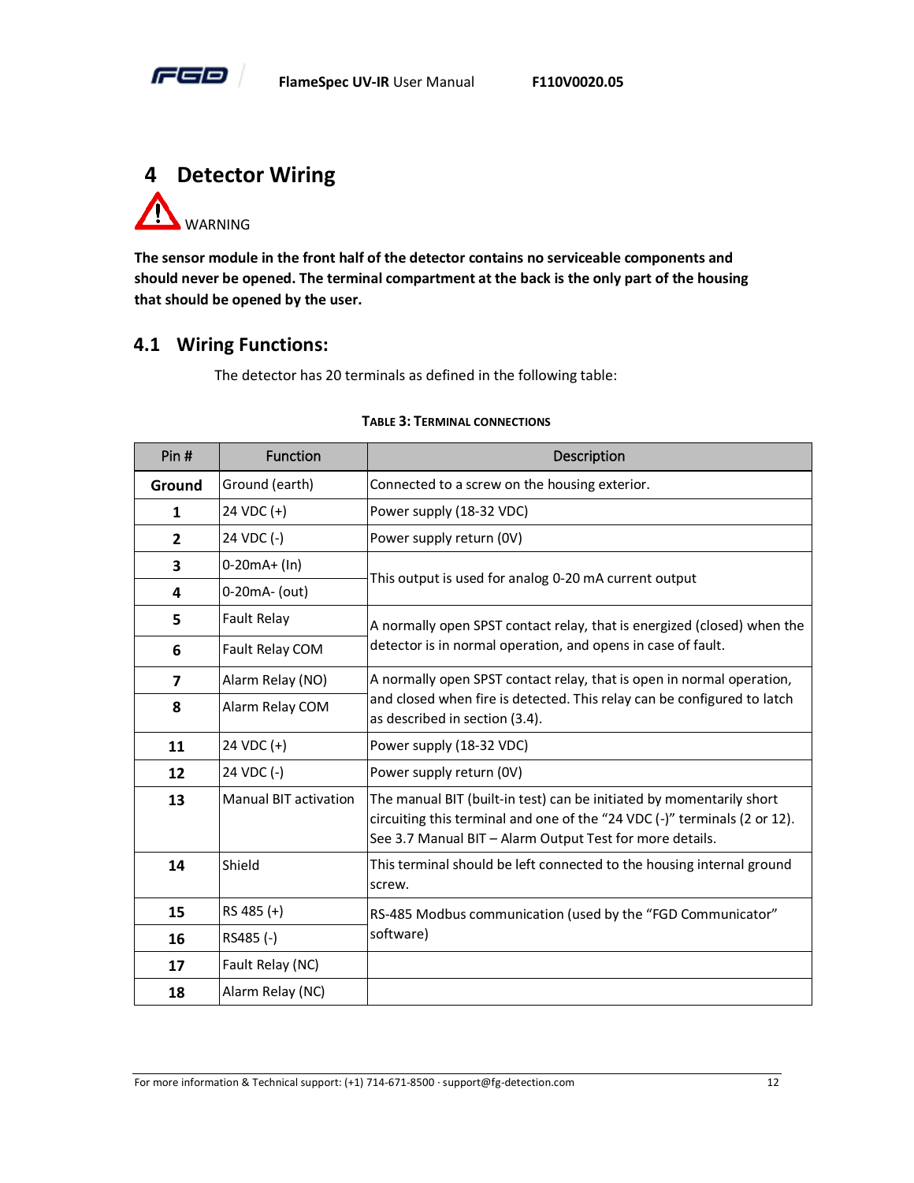# 4 Detector Wiring

⚠ WARNING

**The sensor module in the front half of the detector contains no serviceable components and should never be opened. The terminal compartment at the back is the only part of the housing that should be opened by the user.**

## 4.1 Wiring Functions:

The detector has 20 terminals as defined in the following table:

**TABLE 3: TERMINAL CONNECTIONS**

| Pin # | Function | Description |
|---|---|---|
| **Ground** | Ground (earth) | Connected to a screw on the housing exterior. |
| **1** | 24 VDC (+) | Power supply (18-32 VDC) |
| **2** | 24 VDC (-) | Power supply return (0V) |
| **3** | 0-20mA+ (In) | This output is used for analog 0-20 mA current output |
| **4** | 0-20mA- (out) | |
| **5** | Fault Relay | A normally open SPST contact relay, that is energized (closed) when the detector is in normal operation, and opens in case of fault. |
| **6** | Fault Relay COM | |
| **7** | Alarm Relay (NO) | A normally open SPST contact relay, that is open in normal operation, and closed when fire is detected. This relay can be configured to latch as described in section (3.4). |
| **8** | Alarm Relay COM | |
| **11** | 24 VDC (+) | Power supply (18-32 VDC) |
| **12** | 24 VDC (-) | Power supply return (0V) |
| **13** | Manual BIT activation | The manual BIT (built-in test) can be initiated by momentarily short circuiting this terminal and one of the "24 VDC (-)" terminals (2 or 12). See 3.7 Manual BIT – Alarm Output Test for more details. |
| **14** | Shield | This terminal should be left connected to the housing internal ground screw. |
| **15** | RS 485 (+) | RS-485 Modbus communication (used by the "FGD Communicator" software) |
| **16** | RS485 (-) | |
| **17** | Fault Relay (NC) | |
| **18** | Alarm Relay (NC) | |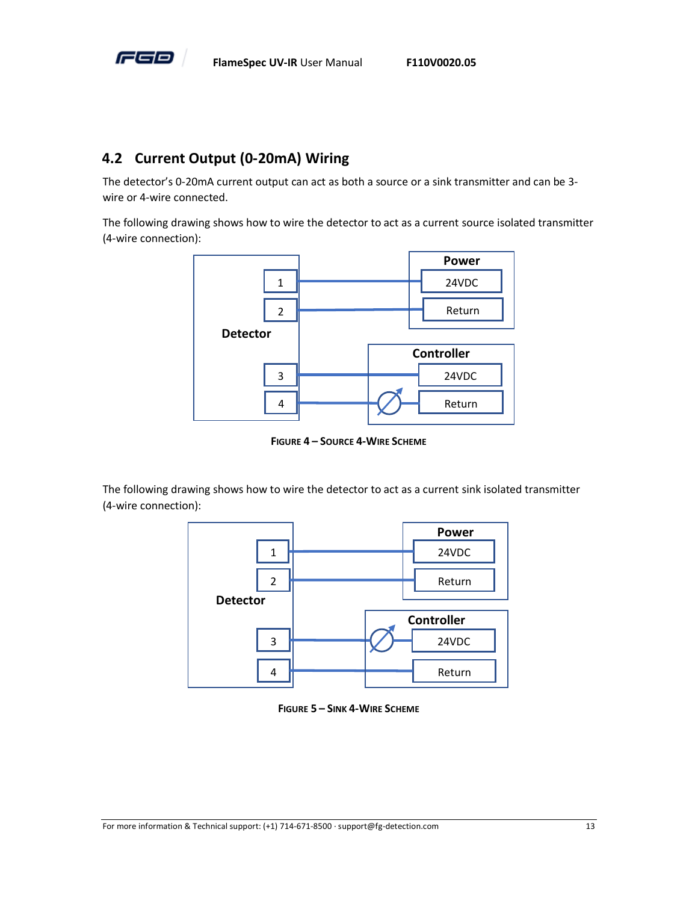## 4.2 Current Output (0-20mA) Wiring

The detector's 0-20mA current output can act as both a source or a sink transmitter and can be 3-wire or 4-wire connected.

The following drawing shows how to wire the detector to act as a current source isolated transmitter (4-wire connection):

Detector
1
2
3
4
Power
24VDC
Return
Controller
24VDC
Return

FIGURE 4 – SOURCE 4-WIRE SCHEME

The following drawing shows how to wire the detector to act as a current sink isolated transmitter (4-wire connection):

Detector
1
2
3
4
Power
24VDC
Return
Controller
24VDC
Return

FIGURE 5 – SINK 4-WIRE SCHEME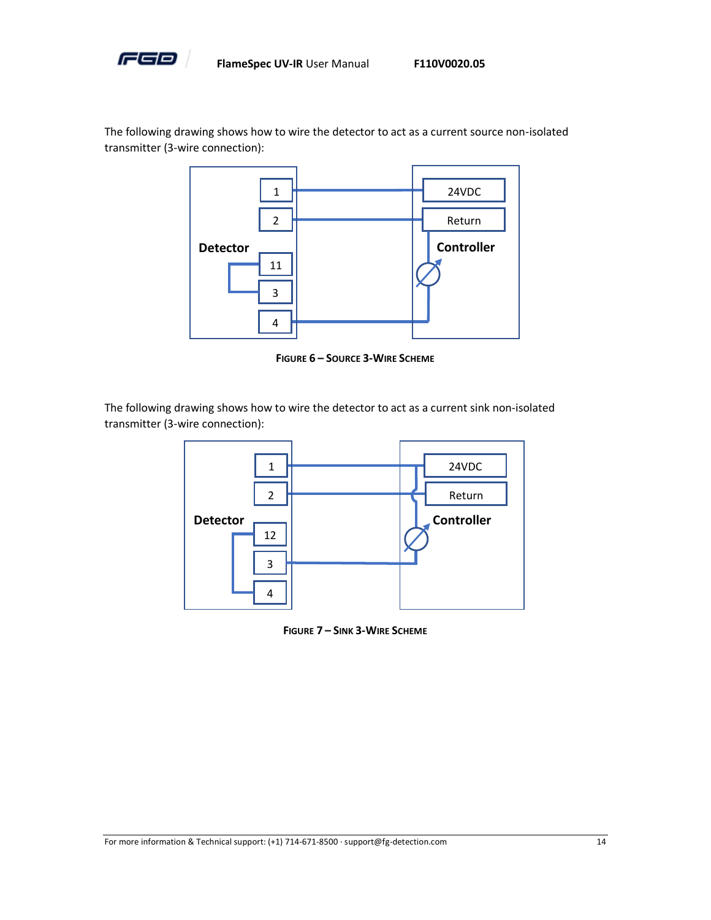The following drawing shows how to wire the detector to act as a current source non-isolated transmitter (3-wire connection):

Detector
1
2
11
3
4

24VDC
Return
Controller

FIGURE 6 – SOURCE 3-WIRE SCHEME

The following drawing shows how to wire the detector to act as a current sink non-isolated transmitter (3-wire connection):

Detector
1
2
12
3
4

24VDC
Return
Controller

FIGURE 7 – SINK 3-WIRE SCHEME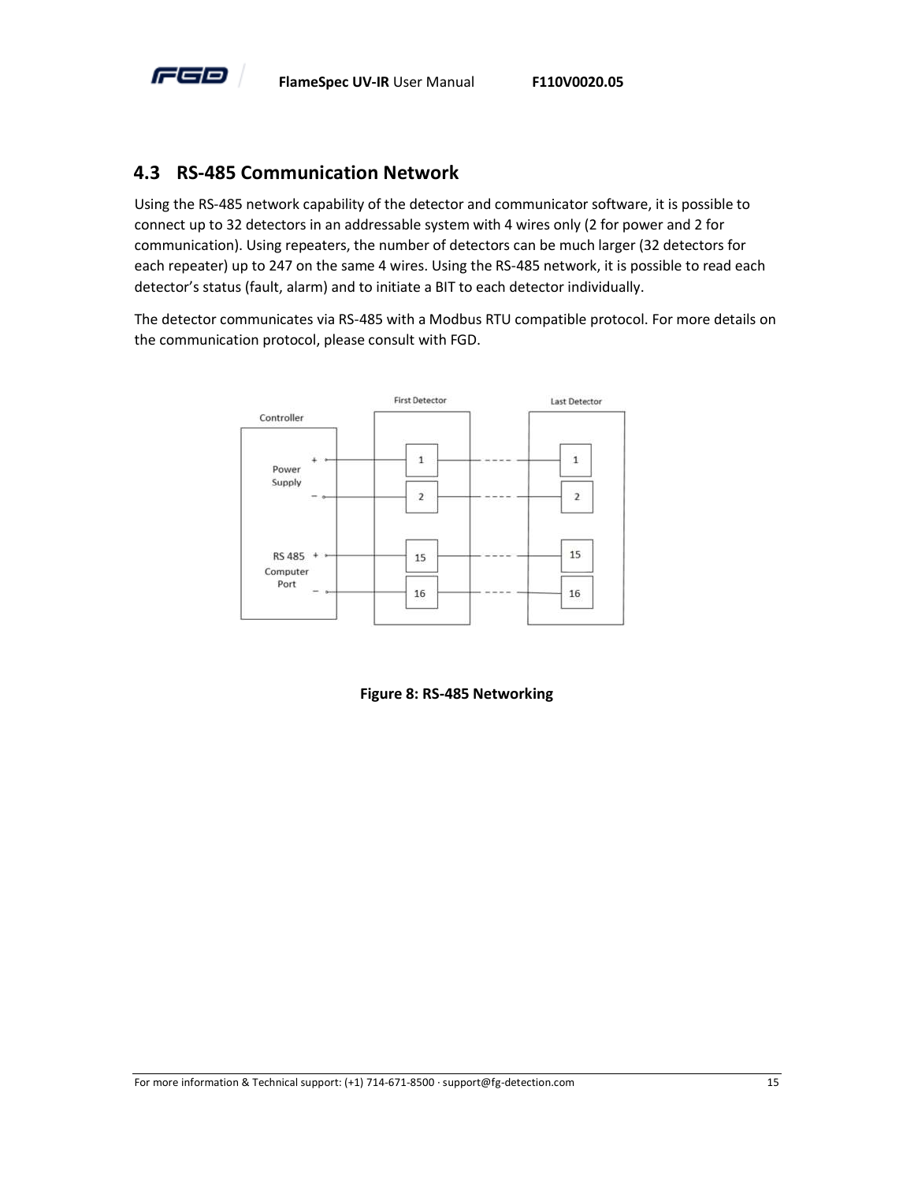## 4.3 RS-485 Communication Network

Using the RS-485 network capability of the detector and communicator software, it is possible to connect up to 32 detectors in an addressable system with 4 wires only (2 for power and 2 for communication). Using repeaters, the number of detectors can be much larger (32 detectors for each repeater) up to 247 on the same 4 wires. Using the RS-485 network, it is possible to read each detector's status (fault, alarm) and to initiate a BIT to each detector individually.

The detector communicates via RS-485 with a Modbus RTU compatible protocol. For more details on the communication protocol, please consult with FGD.

Controller

Power Supply

+

−

RS 485 Computer Port

+

−

First Detector

1

2

15

16

Last Detector

1

2

15

16

Figure 8: RS-485 Networking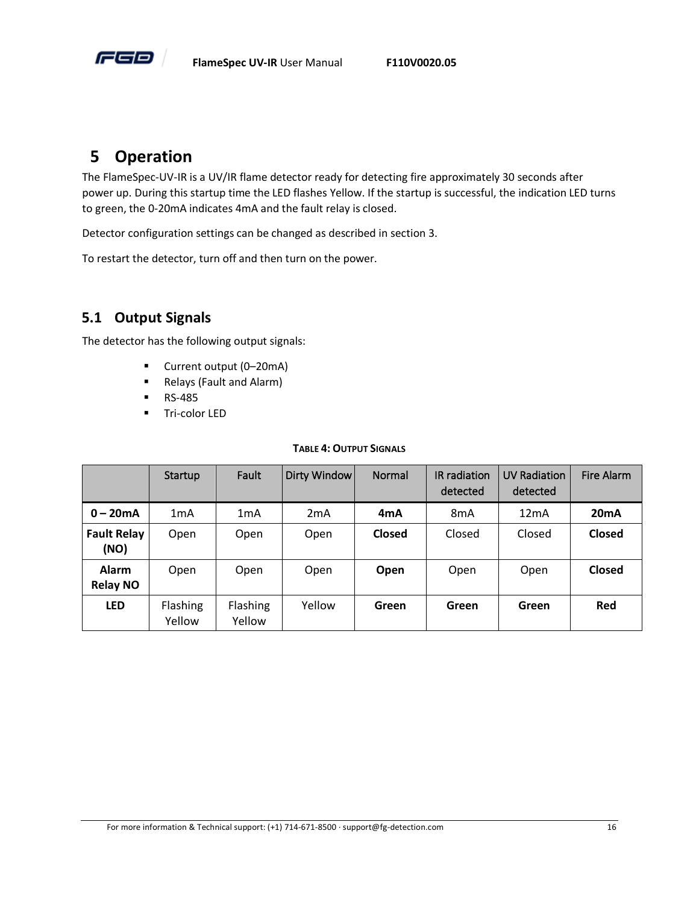# 5 Operation

The FlameSpec-UV-IR is a UV/IR flame detector ready for detecting fire approximately 30 seconds after power up. During this startup time the LED flashes Yellow. If the startup is successful, the indication LED turns to green, the 0-20mA indicates 4mA and the fault relay is closed.

Detector configuration settings can be changed as described in section 3.

To restart the detector, turn off and then turn on the power.

## 5.1 Output Signals

The detector has the following output signals:

- Current output (0–20mA)
- Relays (Fault and Alarm)
- RS-485
- Tri-color LED

**TABLE 4: OUTPUT SIGNALS**

| | Startup | Fault | Dirty Window | Normal | IR radiation detected | UV Radiation detected | Fire Alarm |
|---|---|---|---|---|---|---|---|
| **0 – 20mA** | 1mA | 1mA | 2mA | **4mA** | 8mA | 12mA | **20mA** |
| **Fault Relay (NO)** | Open | Open | Open | **Closed** | Closed | Closed | **Closed** |
| **Alarm Relay NO** | Open | Open | Open | **Open** | Open | Open | **Closed** |
| **LED** | Flashing Yellow | Flashing Yellow | Yellow | **Green** | **Green** | **Green** | **Red** |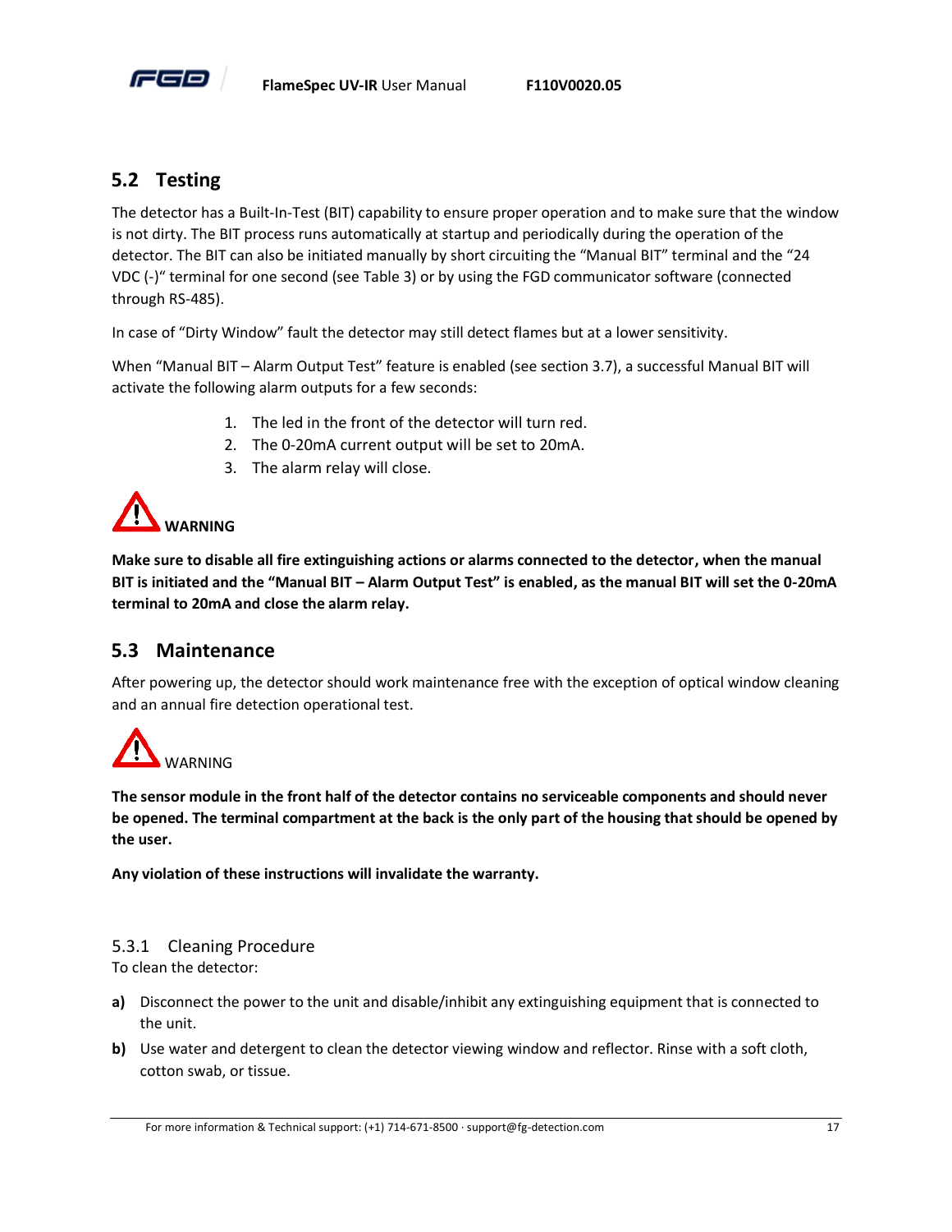## 5.2 Testing

The detector has a Built-In-Test (BIT) capability to ensure proper operation and to make sure that the window is not dirty. The BIT process runs automatically at startup and periodically during the operation of the detector. The BIT can also be initiated manually by short circuiting the "Manual BIT" terminal and the "24 VDC (-)" terminal for one second (see Table 3) or by using the FGD communicator software (connected through RS-485).

In case of "Dirty Window" fault the detector may still detect flames but at a lower sensitivity.

When "Manual BIT – Alarm Output Test" feature is enabled (see section 3.7), a successful Manual BIT will activate the following alarm outputs for a few seconds:

1. The led in the front of the detector will turn red.
2. The 0-20mA current output will be set to 20mA.
3. The alarm relay will close.

**WARNING**

**Make sure to disable all fire extinguishing actions or alarms connected to the detector, when the manual BIT is initiated and the "Manual BIT – Alarm Output Test" is enabled, as the manual BIT will set the 0-20mA terminal to 20mA and close the alarm relay.**

## 5.3 Maintenance

After powering up, the detector should work maintenance free with the exception of optical window cleaning and an annual fire detection operational test.

WARNING

**The sensor module in the front half of the detector contains no serviceable components and should never be opened. The terminal compartment at the back is the only part of the housing that should be opened by the user.**

**Any violation of these instructions will invalidate the warranty.**

### 5.3.1 Cleaning Procedure

To clean the detector:

**a)** Disconnect the power to the unit and disable/inhibit any extinguishing equipment that is connected to the unit.

**b)** Use water and detergent to clean the detector viewing window and reflector. Rinse with a soft cloth, cotton swab, or tissue.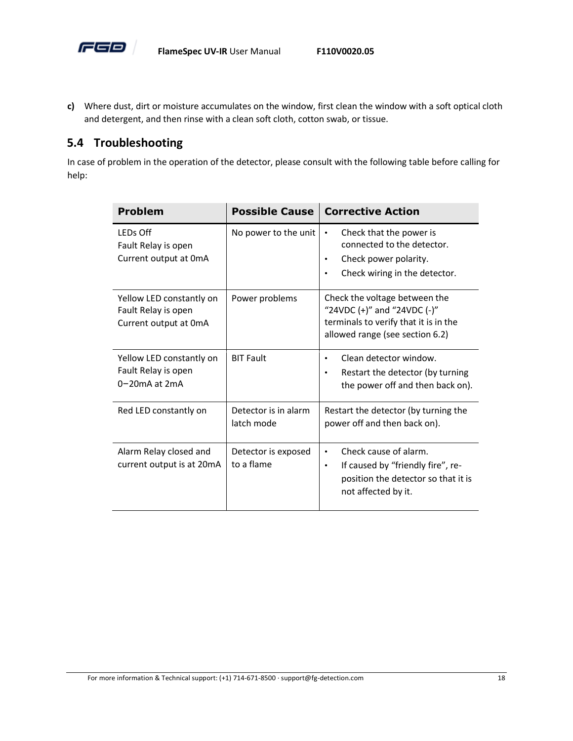**c)** Where dust, dirt or moisture accumulates on the window, first clean the window with a soft optical cloth and detergent, and then rinse with a clean soft cloth, cotton swab, or tissue.

## 5.4 Troubleshooting

In case of problem in the operation of the detector, please consult with the following table before calling for help:

| Problem | Possible Cause | Corrective Action |
|---|---|---|
| LEDs Off<br>Fault Relay is open<br>Current output at 0mA | No power to the unit | • Check that the power is connected to the detector.<br>• Check power polarity.<br>• Check wiring in the detector. |
| Yellow LED constantly on<br>Fault Relay is open<br>Current output at 0mA | Power problems | Check the voltage between the "24VDC (+)" and "24VDC (-)" terminals to verify that it is in the allowed range (see section 6.2) |
| Yellow LED constantly on<br>Fault Relay is open<br>0−20mA at 2mA | BIT Fault | • Clean detector window.<br>• Restart the detector (by turning the power off and then back on). |
| Red LED constantly on | Detector is in alarm latch mode | Restart the detector (by turning the power off and then back on). |
| Alarm Relay closed and current output is at 20mA | Detector is exposed to a flame | • Check cause of alarm.<br>• If caused by "friendly fire", re-position the detector so that it is not affected by it. |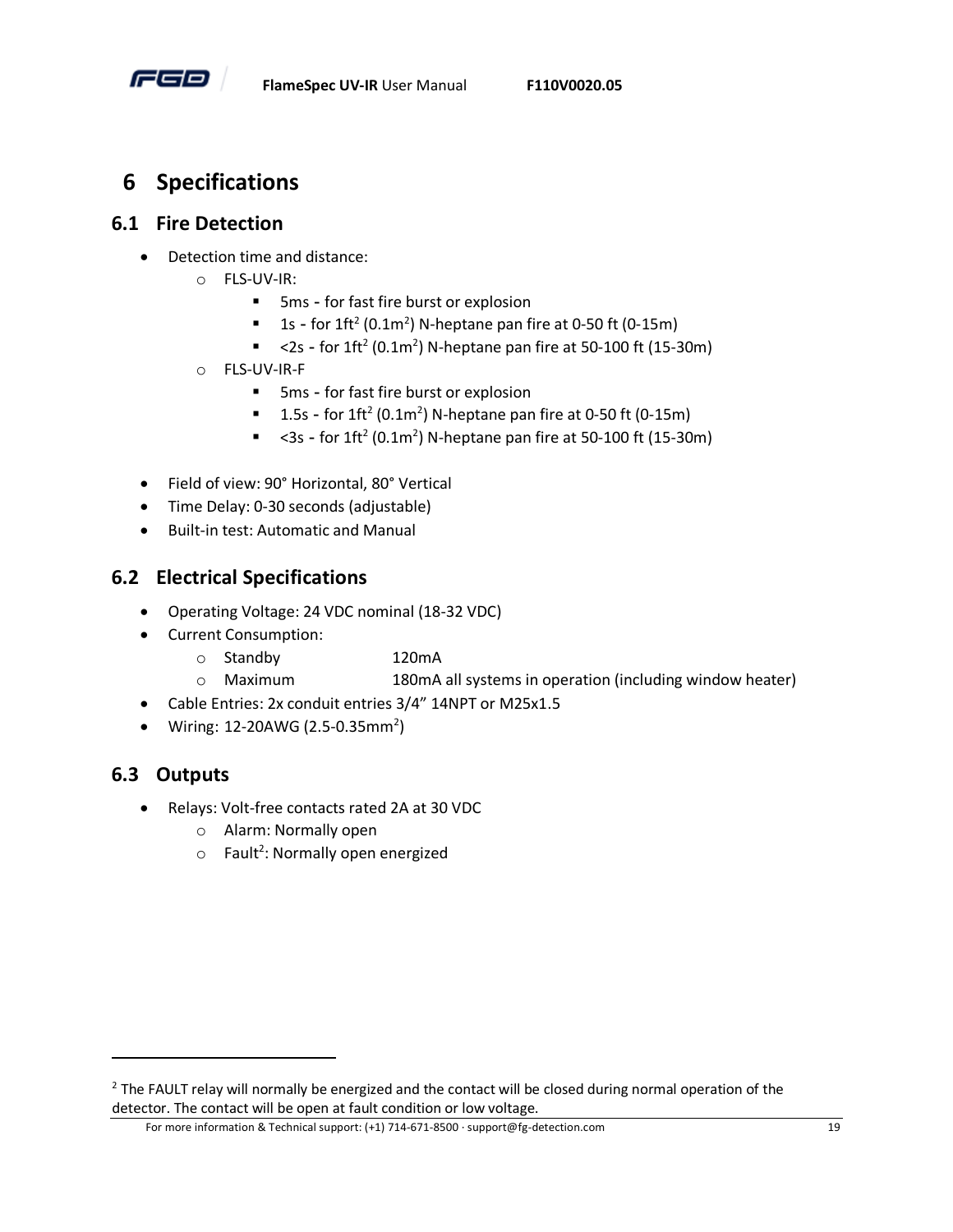# 6 Specifications

## 6.1 Fire Detection

- Detection time and distance:
  - FLS-UV-IR:
    - 5ms - for fast fire burst or explosion
    - 1s - for 1ft$^2$ (0.1m$^2$) N-heptane pan fire at 0-50 ft (0-15m)
    - <2s - for 1ft$^2$ (0.1m$^2$) N-heptane pan fire at 50-100 ft (15-30m)
  - FLS-UV-IR-F
    - 5ms - for fast fire burst or explosion
    - 1.5s - for 1ft$^2$ (0.1m$^2$) N-heptane pan fire at 0-50 ft (0-15m)
    - <3s - for 1ft$^2$ (0.1m$^2$) N-heptane pan fire at 50-100 ft (15-30m)

- Field of view: 90° Horizontal, 80° Vertical
- Time Delay: 0-30 seconds (adjustable)
- Built-in test: Automatic and Manual

## 6.2 Electrical Specifications

- Operating Voltage: 24 VDC nominal (18-32 VDC)
- Current Consumption:
  - Standby 120mA
  - Maximum 180mA all systems in operation (including window heater)
- Cable Entries: 2x conduit entries 3/4" 14NPT or M25x1.5
- Wiring: 12-20AWG (2.5-0.35mm$^2$)

## 6.3 Outputs

- Relays: Volt-free contacts rated 2A at 30 VDC
  - Alarm: Normally open
  - Fault[2]: Normally open energized

[2] The FAULT relay will normally be energized and the contact will be closed during normal operation of the detector. The contact will be open at fault condition or low voltage.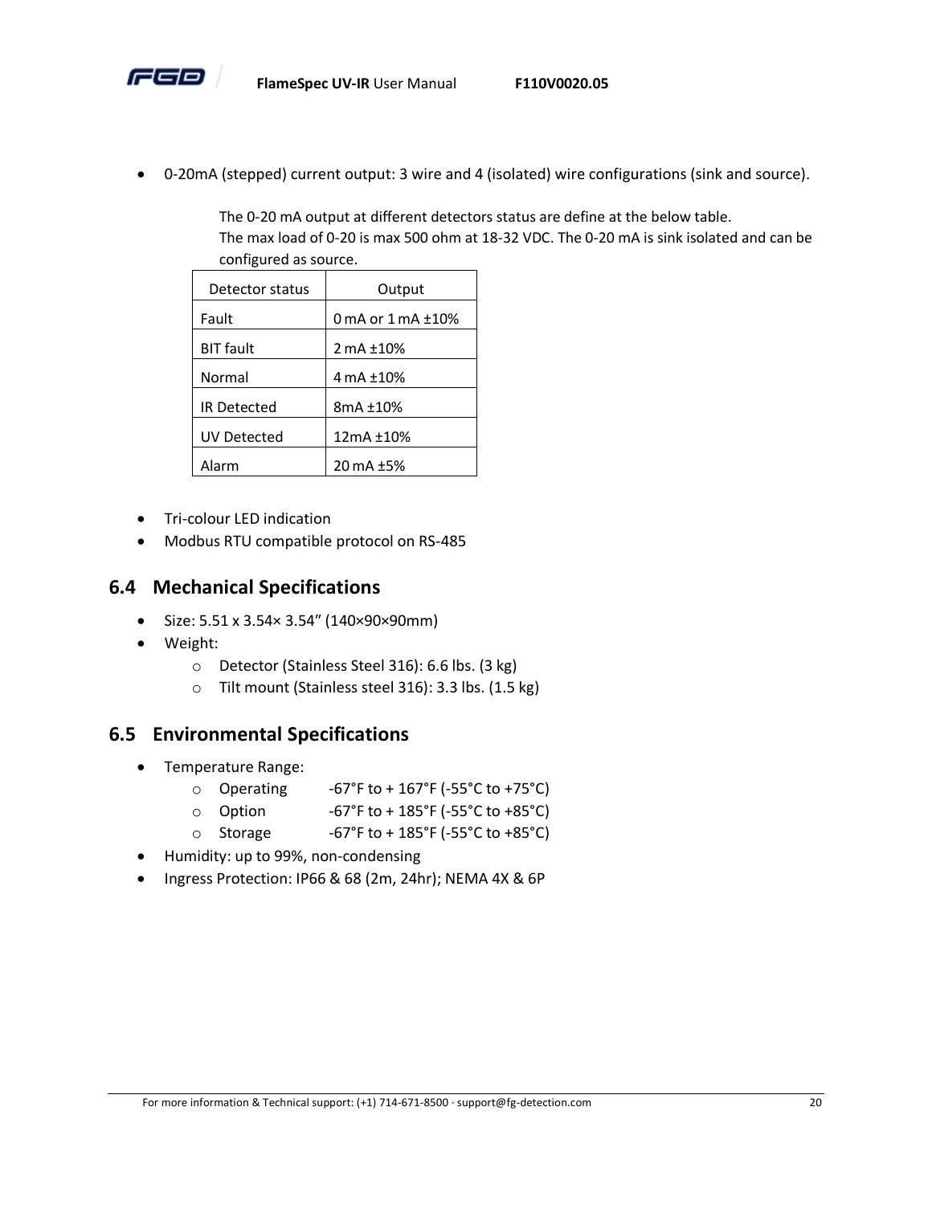- 0-20mA (stepped) current output: 3 wire and 4 (isolated) wire configurations (sink and source).

  The 0-20 mA output at different detectors status are define at the below table.
  The max load of 0-20 is max 500 ohm at 18-32 VDC. The 0-20 mA is sink isolated and can be configured as source.

| Detector status | Output |
| --- | --- |
| Fault | 0 mA or 1 mA ±10% |
| BIT fault | 2 mA ±10% |
| Normal | 4 mA ±10% |
| IR Detected | 8mA ±10% |
| UV Detected | 12mA ±10% |
| Alarm | 20 mA ±5% |

- Tri-colour LED indication
- Modbus RTU compatible protocol on RS-485

## 6.4 Mechanical Specifications

- Size: 5.51 x 3.54× 3.54" (140×90×90mm)
- Weight:
  - Detector (Stainless Steel 316): 6.6 lbs. (3 kg)
  - Tilt mount (Stainless steel 316): 3.3 lbs. (1.5 kg)

## 6.5 Environmental Specifications

- Temperature Range:
  - Operating -67°F to + 167°F (-55°C to +75°C)
  - Option -67°F to + 185°F (-55°C to +85°C)
  - Storage -67°F to + 185°F (-55°C to +85°C)
- Humidity: up to 99%, non-condensing
- Ingress Protection: IP66 & 68 (2m, 24hr); NEMA 4X & 6P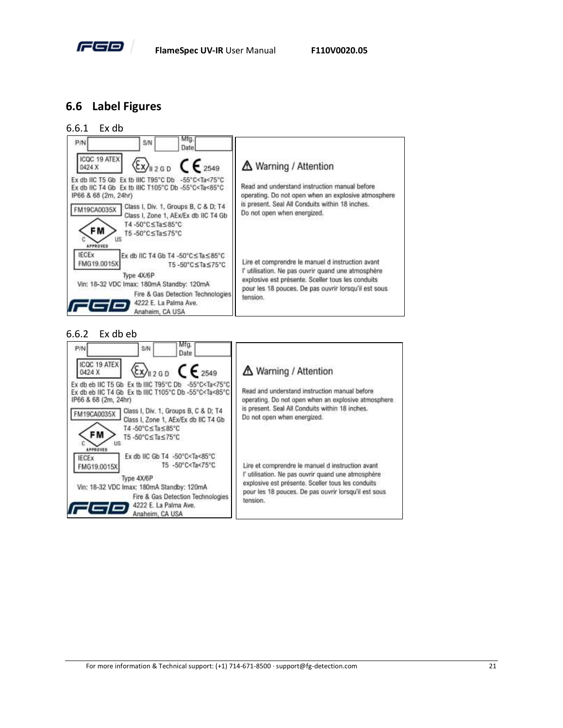## 6.6 Label Figures

### 6.6.1 Ex db

P/N S/N Mfg. Date

ICQC 19 ATEX 0424 X

II 2 G D 2549

Ex db IIC T5 Gb Ex tb IIIC T95°C Db -55°C<Ta<75°C
Ex db IIC T4 Gb Ex tb IIIC T105°C Db -55°C<Ta<85°C
IP66 & 68 (2m, 24hr)

FM19CA0035X

Class I, Div. 1, Groups B, C & D; T4
Class I, Zone 1, AEx/Ex db IIC T4 Gb
T4 -50°C≤Ta≤85°C
T5 -50°C≤Ta≤75°C

FM C US APPROVED

IECEx FMG19.0015X

Ex db IIC T4 Gb T4 -50°C≤Ta≤85°C
T5 -50°C≤Ta≤75°C

Type 4X/6P

Vin: 18-32 VDC Imax: 180mA Standby: 120mA

Fire & Gas Detection Technologies
4222 E. La Palma Ave.
Anaheim, CA USA

⚠ Warning / Attention

Read and understand instruction manual before operating. Do not open when an explosive atmosphere is present. Seal All Conduits within 18 inches.
Do not open when energized.

Lire et comprendre le manuel d instruction avant l' utilisation. Ne pas ouvrir quand une atmosphère explosive est présente. Sceller tous les conduits pour les 18 pouces. De pas ouvrir lorsqu'il est sous tension.

### 6.6.2 Ex db eb

P/N S/N Mfg. Date

ICQC 19 ATEX 0424 X

II 2 G D 2549

Ex db eb IIC T5 Gb Ex tb IIIC T95°C Db -55°C<Ta<75°C
Ex db eb IIC T4 Gb Ex tb IIIC T105°C Db -55°C<Ta<85°C
IP66 & 68 (2m, 24hr)

FM19CA0035X

Class I, Div. 1, Groups B, C & D; T4
Class I, Zone 1, AEx/Ex db IIC T4 Gb
T4 -50°C≤Ta≤85°C
T5 -50°C≤Ta≤75°C

FM C US APPROVED

IECEx FMG19.0015X

Ex db IIC Gb T4 -50°C<Ta<85°C
T5 -50°C<Ta<75°C

Type 4X/6P

Vin: 18-32 VDC Imax: 180mA Standby: 120mA

Fire & Gas Detection Technologies
4222 E. La Palma Ave.
Anaheim, CA USA

⚠ Warning / Attention

Read and understand instruction manual before operating. Do not open when an explosive atmosphere is present. Seal All Conduits within 18 inches.
Do not open when energized.

Lire et comprendre le manuel d instruction avant l' utilisation. Ne pas ouvrir quand une atmosphère explosive est présente. Sceller tous les conduits pour les 18 pouces. De pas ouvrir lorsqu'il est sous tension.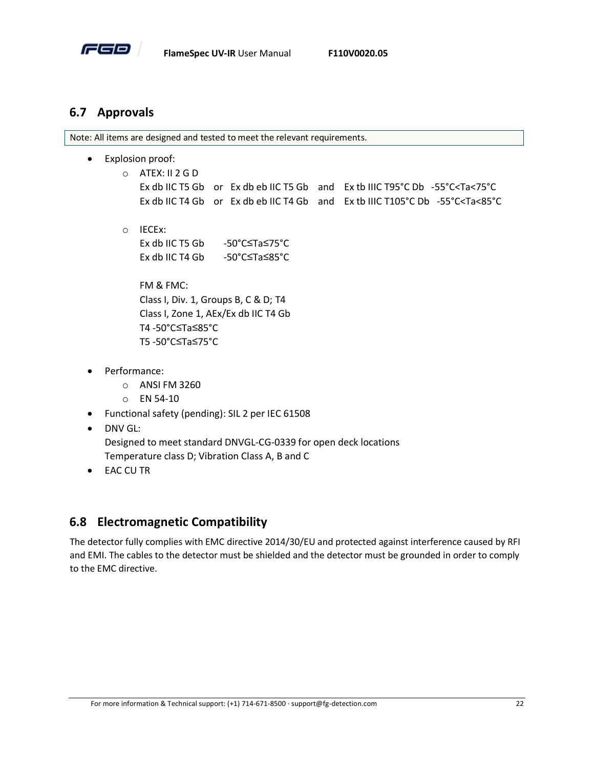## 6.7 Approvals

Note: All items are designed and tested to meet the relevant requirements.

- Explosion proof:
  - ATEX: II 2 G D  
    Ex db IIC T5 Gb or Ex db eb IIC T5 Gb and Ex tb IIIC T95°C Db -55°C<Ta<75°C  
    Ex db IIC T4 Gb or Ex db eb IIC T4 Gb and Ex tb IIIC T105°C Db -55°C<Ta<85°C
  - IECEx:  
    Ex db IIC T5 Gb -50°C≤Ta≤75°C  
    Ex db IIC T4 Gb -50°C≤Ta≤85°C

    FM & FMC:  
    Class I, Div. 1, Groups B, C & D; T4  
    Class I, Zone 1, AEx/Ex db IIC T4 Gb  
    T4 -50°C≤Ta≤85°C  
    T5 -50°C≤Ta≤75°C
- Performance:
  - ANSI FM 3260
  - EN 54-10
- Functional safety (pending): SIL 2 per IEC 61508
- DNV GL:  
  Designed to meet standard DNVGL-CG-0339 for open deck locations  
  Temperature class D; Vibration Class A, B and C
- EAC CU TR

## 6.8 Electromagnetic Compatibility

The detector fully complies with EMC directive 2014/30/EU and protected against interference caused by RFI and EMI. The cables to the detector must be shielded and the detector must be grounded in order to comply to the EMC directive.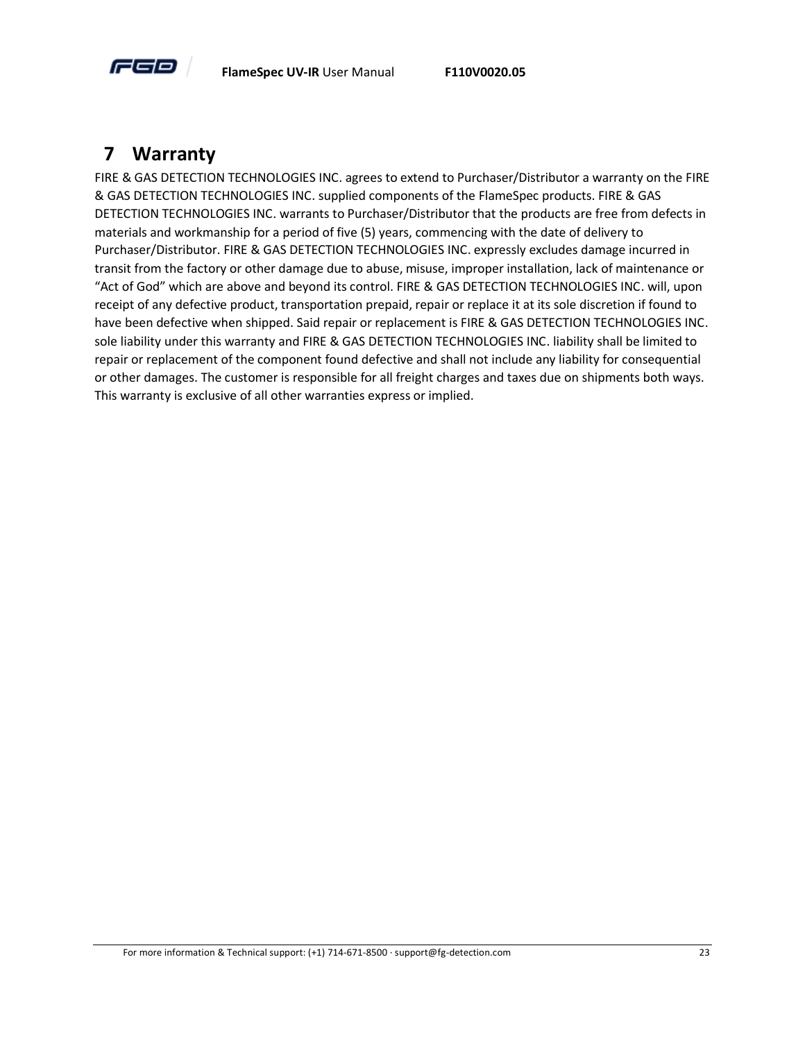# 7 Warranty

FIRE & GAS DETECTION TECHNOLOGIES INC. agrees to extend to Purchaser/Distributor a warranty on the FIRE & GAS DETECTION TECHNOLOGIES INC. supplied components of the FlameSpec products. FIRE & GAS DETECTION TECHNOLOGIES INC. warrants to Purchaser/Distributor that the products are free from defects in materials and workmanship for a period of five (5) years, commencing with the date of delivery to Purchaser/Distributor. FIRE & GAS DETECTION TECHNOLOGIES INC. expressly excludes damage incurred in transit from the factory or other damage due to abuse, misuse, improper installation, lack of maintenance or "Act of God" which are above and beyond its control. FIRE & GAS DETECTION TECHNOLOGIES INC. will, upon receipt of any defective product, transportation prepaid, repair or replace it at its sole discretion if found to have been defective when shipped. Said repair or replacement is FIRE & GAS DETECTION TECHNOLOGIES INC. sole liability under this warranty and FIRE & GAS DETECTION TECHNOLOGIES INC. liability shall be limited to repair or replacement of the component found defective and shall not include any liability for consequential or other damages. The customer is responsible for all freight charges and taxes due on shipments both ways. This warranty is exclusive of all other warranties express or implied.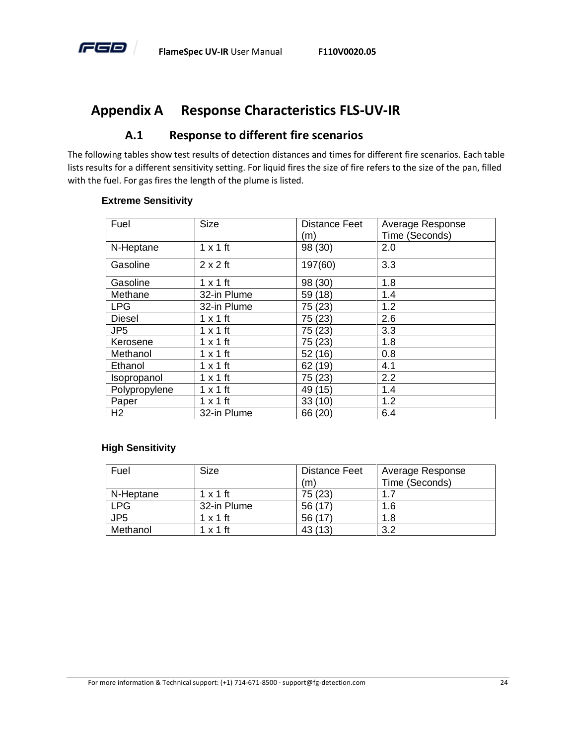# Appendix A Response Characteristics FLS-UV-IR

## A.1 Response to different fire scenarios

The following tables show test results of detection distances and times for different fire scenarios. Each table lists results for a different sensitivity setting. For liquid fires the size of fire refers to the size of the pan, filled with the fuel. For gas fires the length of the plume is listed.

**Extreme Sensitivity**

| Fuel | Size | Distance Feet (m) | Average Response Time (Seconds) |
|---|---|---|---|
| N-Heptane | 1 x 1 ft | 98 (30) | 2.0 |
| Gasoline | 2 x 2 ft | 197(60) | 3.3 |
| Gasoline | 1 x 1 ft | 98 (30) | 1.8 |
| Methane | 32-in Plume | 59 (18) | 1.4 |
| LPG | 32-in Plume | 75 (23) | 1.2 |
| Diesel | 1 x 1 ft | 75 (23) | 2.6 |
| JP5 | 1 x 1 ft | 75 (23) | 3.3 |
| Kerosene | 1 x 1 ft | 75 (23) | 1.8 |
| Methanol | 1 x 1 ft | 52 (16) | 0.8 |
| Ethanol | 1 x 1 ft | 62 (19) | 4.1 |
| Isopropanol | 1 x 1 ft | 75 (23) | 2.2 |
| Polypropylene | 1 x 1 ft | 49 (15) | 1.4 |
| Paper | 1 x 1 ft | 33 (10) | 1.2 |
| H2 | 32-in Plume | 66 (20) | 6.4 |

**High Sensitivity**

| Fuel | Size | Distance Feet (m) | Average Response Time (Seconds) |
|---|---|---|---|
| N-Heptane | 1 x 1 ft | 75 (23) | 1.7 |
| LPG | 32-in Plume | 56 (17) | 1.6 |
| JP5 | 1 x 1 ft | 56 (17) | 1.8 |
| Methanol | 1 x 1 ft | 43 (13) | 3.2 |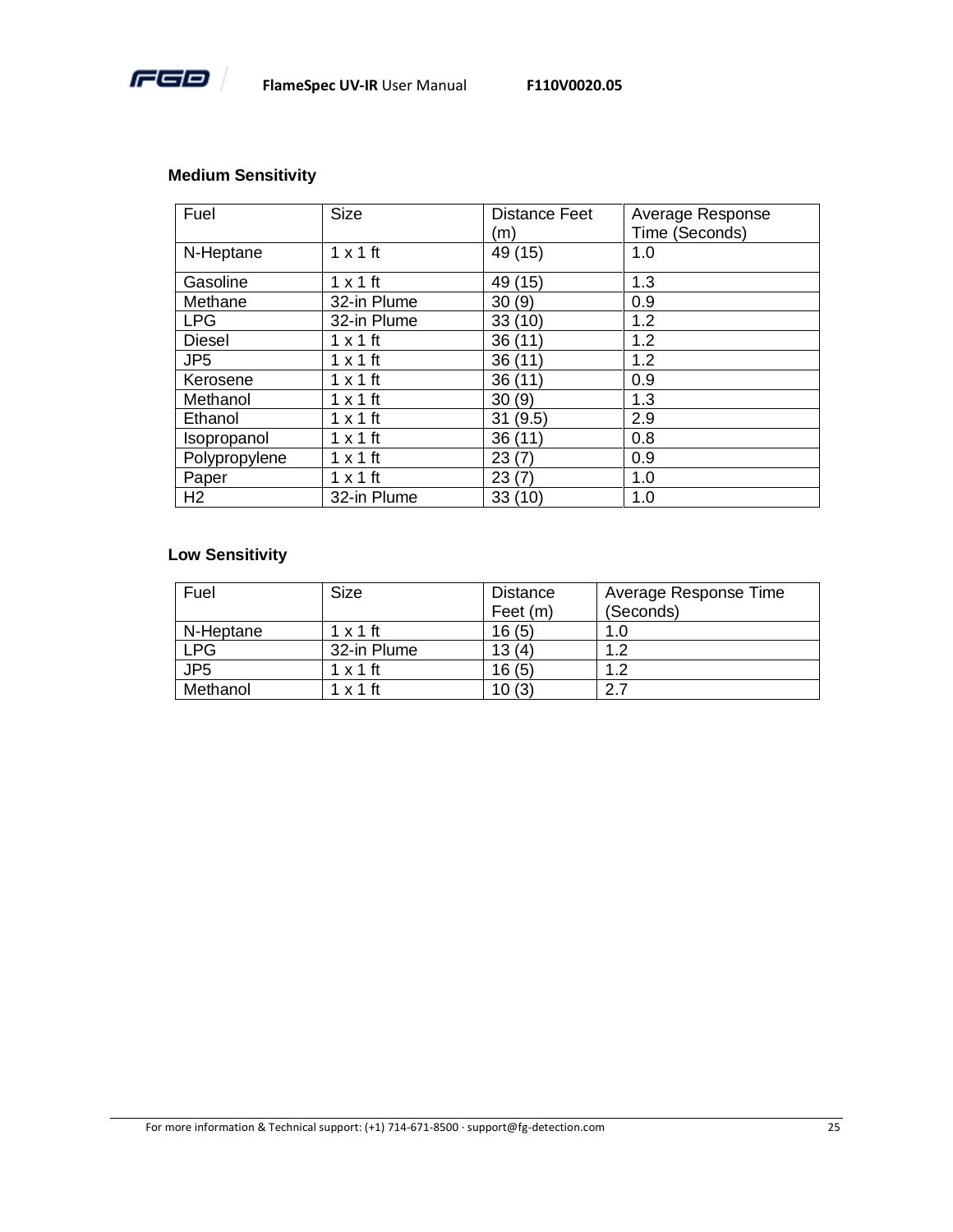**Medium Sensitivity**

| Fuel | Size | Distance Feet (m) | Average Response Time (Seconds) |
|---|---|---|---|
| N-Heptane | 1 x 1 ft | 49 (15) | 1.0 |
| Gasoline | 1 x 1 ft | 49 (15) | 1.3 |
| Methane | 32-in Plume | 30 (9) | 0.9 |
| LPG | 32-in Plume | 33 (10) | 1.2 |
| Diesel | 1 x 1 ft | 36 (11) | 1.2 |
| JP5 | 1 x 1 ft | 36 (11) | 1.2 |
| Kerosene | 1 x 1 ft | 36 (11) | 0.9 |
| Methanol | 1 x 1 ft | 30 (9) | 1.3 |
| Ethanol | 1 x 1 ft | 31 (9.5) | 2.9 |
| Isopropanol | 1 x 1 ft | 36 (11) | 0.8 |
| Polypropylene | 1 x 1 ft | 23 (7) | 0.9 |
| Paper | 1 x 1 ft | 23 (7) | 1.0 |
| H2 | 32-in Plume | 33 (10) | 1.0 |

**Low Sensitivity**

| Fuel | Size | Distance Feet (m) | Average Response Time (Seconds) |
|---|---|---|---|
| N-Heptane | 1 x 1 ft | 16 (5) | 1.0 |
| LPG | 32-in Plume | 13 (4) | 1.2 |
| JP5 | 1 x 1 ft | 16 (5) | 1.2 |
| Methanol | 1 x 1 ft | 10 (3) | 2.7 |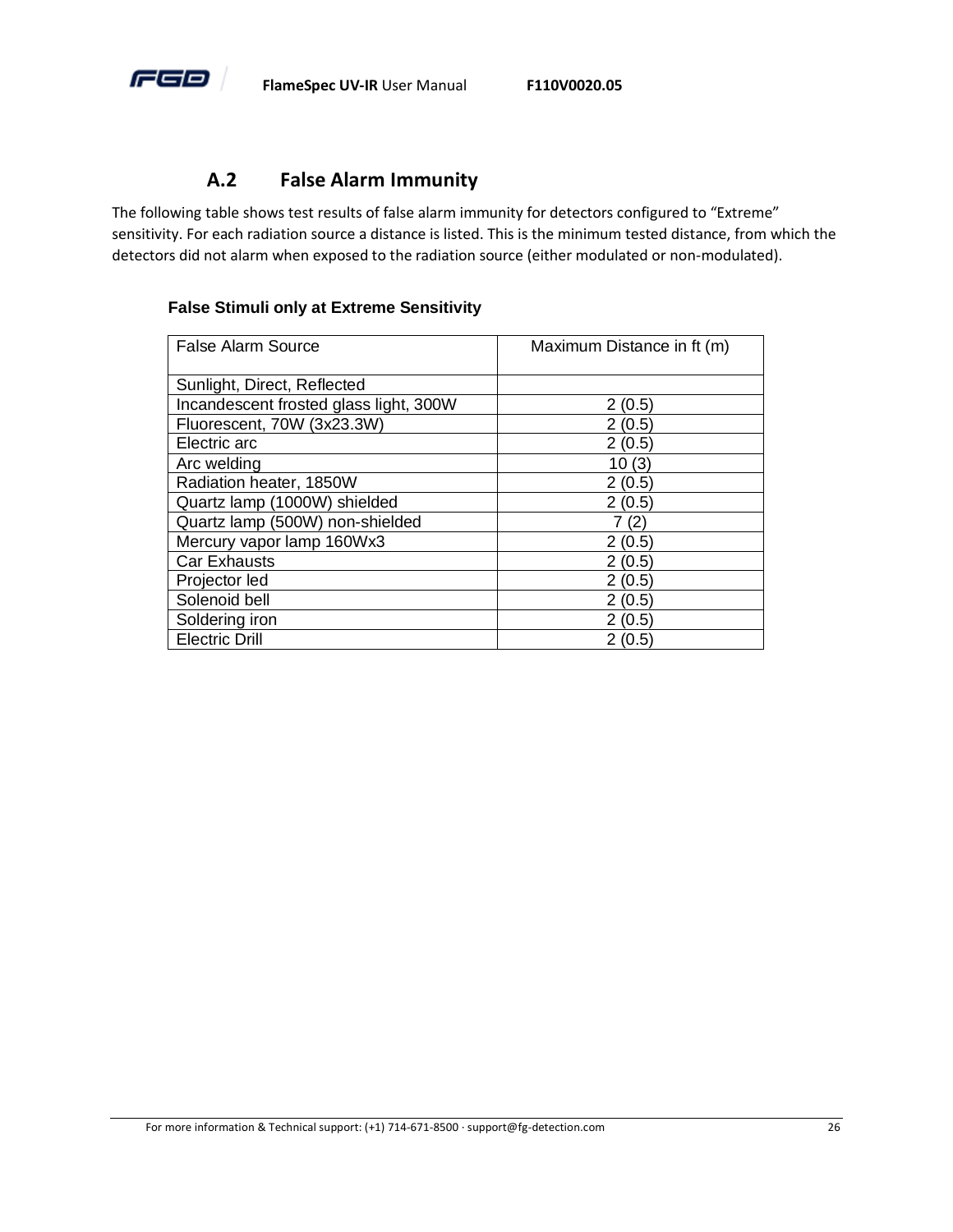## A.2 False Alarm Immunity

The following table shows test results of false alarm immunity for detectors configured to "Extreme" sensitivity. For each radiation source a distance is listed. This is the minimum tested distance, from which the detectors did not alarm when exposed to the radiation source (either modulated or non-modulated).

**False Stimuli only at Extreme Sensitivity**

| False Alarm Source | Maximum Distance in ft (m) |
|---|---|
| Sunlight, Direct, Reflected | |
| Incandescent frosted glass light, 300W | 2 (0.5) |
| Fluorescent, 70W (3x23.3W) | 2 (0.5) |
| Electric arc | 2 (0.5) |
| Arc welding | 10 (3) |
| Radiation heater, 1850W | 2 (0.5) |
| Quartz lamp (1000W) shielded | 2 (0.5) |
| Quartz lamp (500W) non-shielded | 7 (2) |
| Mercury vapor lamp 160Wx3 | 2 (0.5) |
| Car Exhausts | 2 (0.5) |
| Projector led | 2 (0.5) |
| Solenoid bell | 2 (0.5) |
| Soldering iron | 2 (0.5) |
| Electric Drill | 2 (0.5) |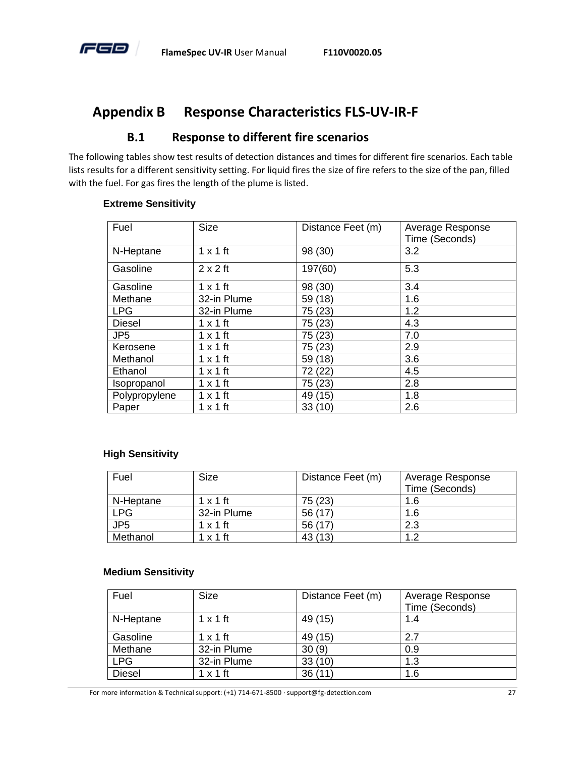# Appendix B Response Characteristics FLS-UV-IR-F

## B.1 Response to different fire scenarios

The following tables show test results of detection distances and times for different fire scenarios. Each table lists results for a different sensitivity setting. For liquid fires the size of fire refers to the size of the pan, filled with the fuel. For gas fires the length of the plume is listed.

**Extreme Sensitivity**

| Fuel | Size | Distance Feet (m) | Average Response Time (Seconds) |
|---|---|---|---|
| N-Heptane | 1 x 1 ft | 98 (30) | 3.2 |
| Gasoline | 2 x 2 ft | 197(60) | 5.3 |
| Gasoline | 1 x 1 ft | 98 (30) | 3.4 |
| Methane | 32-in Plume | 59 (18) | 1.6 |
| LPG | 32-in Plume | 75 (23) | 1.2 |
| Diesel | 1 x 1 ft | 75 (23) | 4.3 |
| JP5 | 1 x 1 ft | 75 (23) | 7.0 |
| Kerosene | 1 x 1 ft | 75 (23) | 2.9 |
| Methanol | 1 x 1 ft | 59 (18) | 3.6 |
| Ethanol | 1 x 1 ft | 72 (22) | 4.5 |
| Isopropanol | 1 x 1 ft | 75 (23) | 2.8 |
| Polypropylene | 1 x 1 ft | 49 (15) | 1.8 |
| Paper | 1 x 1 ft | 33 (10) | 2.6 |

**High Sensitivity**

| Fuel | Size | Distance Feet (m) | Average Response Time (Seconds) |
|---|---|---|---|
| N-Heptane | 1 x 1 ft | 75 (23) | 1.6 |
| LPG | 32-in Plume | 56 (17) | 1.6 |
| JP5 | 1 x 1 ft | 56 (17) | 2.3 |
| Methanol | 1 x 1 ft | 43 (13) | 1.2 |

**Medium Sensitivity**

| Fuel | Size | Distance Feet (m) | Average Response Time (Seconds) |
|---|---|---|---|
| N-Heptane | 1 x 1 ft | 49 (15) | 1.4 |
| Gasoline | 1 x 1 ft | 49 (15) | 2.7 |
| Methane | 32-in Plume | 30 (9) | 0.9 |
| LPG | 32-in Plume | 33 (10) | 1.3 |
| Diesel | 1 x 1 ft | 36 (11) | 1.6 |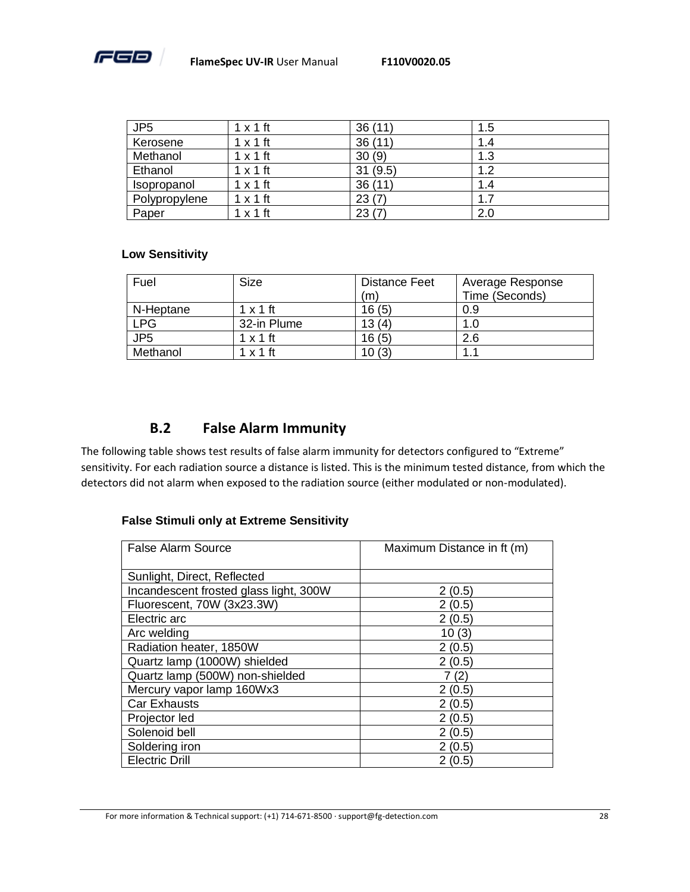| | | | |
|---|---|---|---|
| JP5 | 1 x 1 ft | 36 (11) | 1.5 |
| Kerosene | 1 x 1 ft | 36 (11) | 1.4 |
| Methanol | 1 x 1 ft | 30 (9) | 1.3 |
| Ethanol | 1 x 1 ft | 31 (9.5) | 1.2 |
| Isopropanol | 1 x 1 ft | 36 (11) | 1.4 |
| Polypropylene | 1 x 1 ft | 23 (7) | 1.7 |
| Paper | 1 x 1 ft | 23 (7) | 2.0 |

**Low Sensitivity**

| Fuel | Size | Distance Feet (m) | Average Response Time (Seconds) |
|---|---|---|---|
| N-Heptane | 1 x 1 ft | 16 (5) | 0.9 |
| LPG | 32-in Plume | 13 (4) | 1.0 |
| JP5 | 1 x 1 ft | 16 (5) | 2.6 |
| Methanol | 1 x 1 ft | 10 (3) | 1.1 |

## B.2 False Alarm Immunity

The following table shows test results of false alarm immunity for detectors configured to “Extreme” sensitivity. For each radiation source a distance is listed. This is the minimum tested distance, from which the detectors did not alarm when exposed to the radiation source (either modulated or non-modulated).

**False Stimuli only at Extreme Sensitivity**

| False Alarm Source | Maximum Distance in ft (m) |
|---|---|
| Sunlight, Direct, Reflected | |
| Incandescent frosted glass light, 300W | 2 (0.5) |
| Fluorescent, 70W (3x23.3W) | 2 (0.5) |
| Electric arc | 2 (0.5) |
| Arc welding | 10 (3) |
| Radiation heater, 1850W | 2 (0.5) |
| Quartz lamp (1000W) shielded | 2 (0.5) |
| Quartz lamp (500W) non-shielded | 7 (2) |
| Mercury vapor lamp 160Wx3 | 2 (0.5) |
| Car Exhausts | 2 (0.5) |
| Projector led | 2 (0.5) |
| Solenoid bell | 2 (0.5) |
| Soldering iron | 2 (0.5) |
| Electric Drill | 2 (0.5) |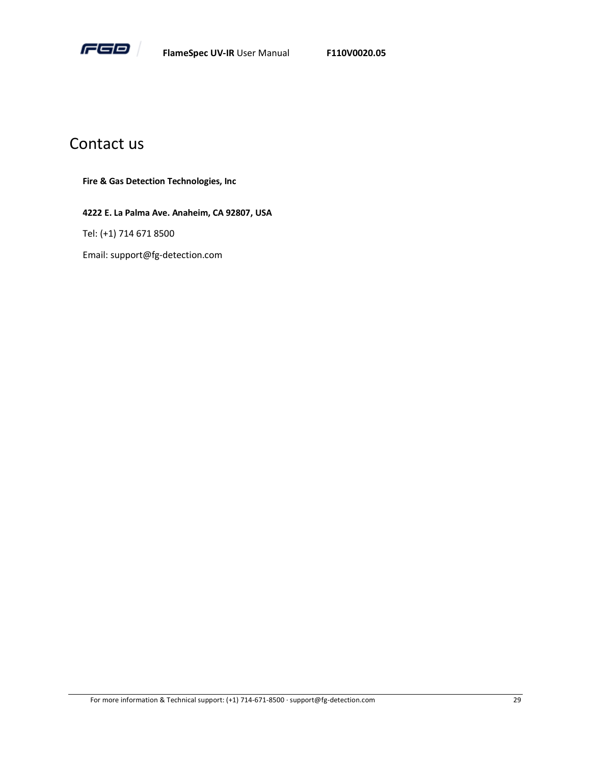# Contact us

**Fire & Gas Detection Technologies, Inc**

**4222 E. La Palma Ave. Anaheim, CA 92807, USA**

Tel: (+1) 714 671 8500

Email: support@fg-detection.com